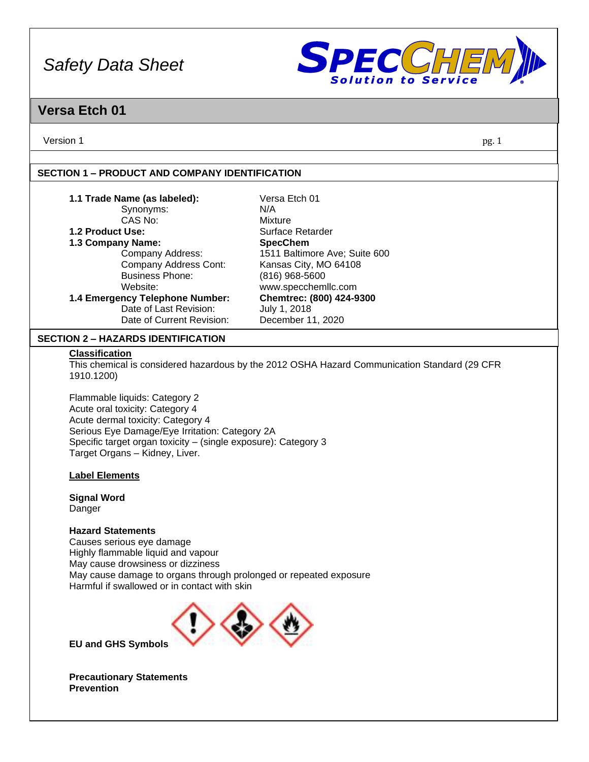# Safety Data Sheet

## Versa Etch 01

Version 1

### SECTION 1 – PRODUCT AND COMPANY IDENTIFICATION

| | |
|---|---|
| **1.1 Trade Name (as labeled):** | Versa Etch 01 |
| Synonyms: | N/A |
| CAS No: | Mixture |
| **1.2 Product Use:** | Surface Retarder |
| **1.3 Company Name:** | **SpecChem** |
| Company Address: | 1511 Baltimore Ave; Suite 600 |
| Company Address Cont: | Kansas City, MO 64108 |
| Business Phone: | (816) 968-5600 |
| Website: | www.specchemllc.com |
| **1.4 Emergency Telephone Number:** | **Chemtrec: (800) 424-9300** |
| Date of Last Revision: | July 1, 2018 |
| Date of Current Revision: | December 11, 2020 |

### SECTION 2 – HAZARDS IDENTIFICATION

**Classification**

This chemical is considered hazardous by the 2012 OSHA Hazard Communication Standard (29 CFR 1910.1200)

Flammable liquids: Category 2
Acute oral toxicity: Category 4
Acute dermal toxicity: Category 4
Serious Eye Damage/Eye Irritation: Category 2A
Specific target organ toxicity – (single exposure): Category 3
Target Organs – Kidney, Liver.

**Label Elements**

**Signal Word**
Danger

**Hazard Statements**
Causes serious eye damage
Highly flammable liquid and vapour
May cause drowsiness or dizziness
May cause damage to organs through prolonged or repeated exposure
Harmful if swallowed or in contact with skin

**EU and GHS Symbols**

**Precautionary Statements**
**Prevention**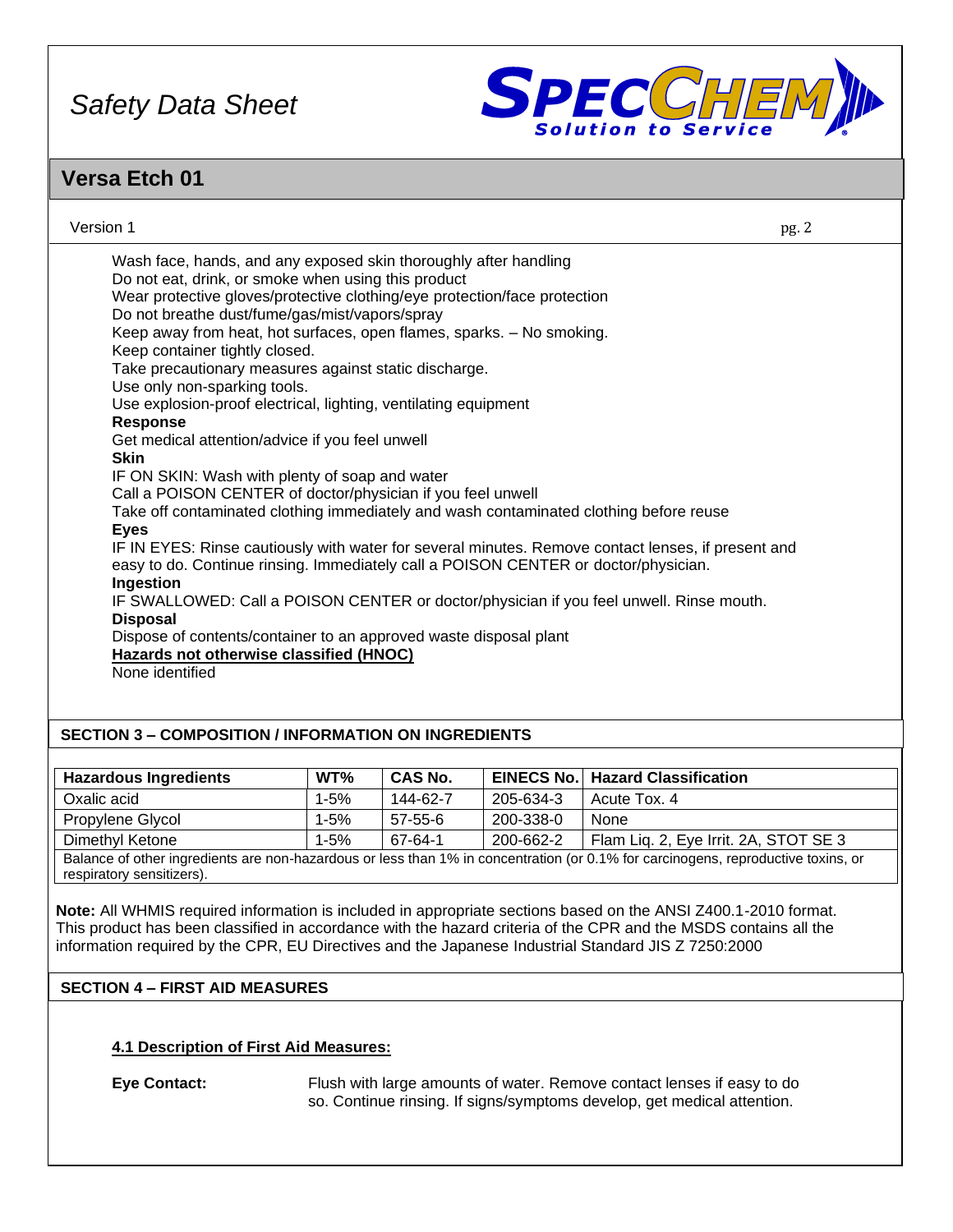Wash face, hands, and any exposed skin thoroughly after handling
Do not eat, drink, or smoke when using this product
Wear protective gloves/protective clothing/eye protection/face protection
Do not breathe dust/fume/gas/mist/vapors/spray
Keep away from heat, hot surfaces, open flames, sparks. – No smoking.
Keep container tightly closed.
Take precautionary measures against static discharge.
Use only non-sparking tools.
Use explosion-proof electrical, lighting, ventilating equipment

**Response**

Get medical attention/advice if you feel unwell

**Skin**

IF ON SKIN: Wash with plenty of soap and water
Call a POISON CENTER of doctor/physician if you feel unwell
Take off contaminated clothing immediately and wash contaminated clothing before reuse

**Eyes**

IF IN EYES: Rinse cautiously with water for several minutes. Remove contact lenses, if present and easy to do. Continue rinsing. Immediately call a POISON CENTER or doctor/physician.

**Ingestion**

IF SWALLOWED: Call a POISON CENTER or doctor/physician if you feel unwell. Rinse mouth.

**Disposal**

Dispose of contents/container to an approved waste disposal plant

**Hazards not otherwise classified (HNOC)**

None identified

## SECTION 3 – COMPOSITION / INFORMATION ON INGREDIENTS

| Hazardous Ingredients | WT% | CAS No. | EINECS No. | Hazard Classification |
|---|---|---|---|---|
| Oxalic acid | 1-5% | 144-62-7 | 205-634-3 | Acute Tox. 4 |
| Propylene Glycol | 1-5% | 57-55-6 | 200-338-0 | None |
| Dimethyl Ketone | 1-5% | 67-64-1 | 200-662-2 | Flam Liq. 2, Eye Irrit. 2A, STOT SE 3 |
| Balance of other ingredients are non-hazardous or less than 1% in concentration (or 0.1% for carcinogens, reproductive toxins, or respiratory sensitizers). | | | | |

**Note:** All WHMIS required information is included in appropriate sections based on the ANSI Z400.1-2010 format. This product has been classified in accordance with the hazard criteria of the CPR and the MSDS contains all the information required by the CPR, EU Directives and the Japanese Industrial Standard JIS Z 7250:2000

## SECTION 4 – FIRST AID MEASURES

### 4.1 Description of First Aid Measures:

**Eye Contact:** Flush with large amounts of water. Remove contact lenses if easy to do so. Continue rinsing. If signs/symptoms develop, get medical attention.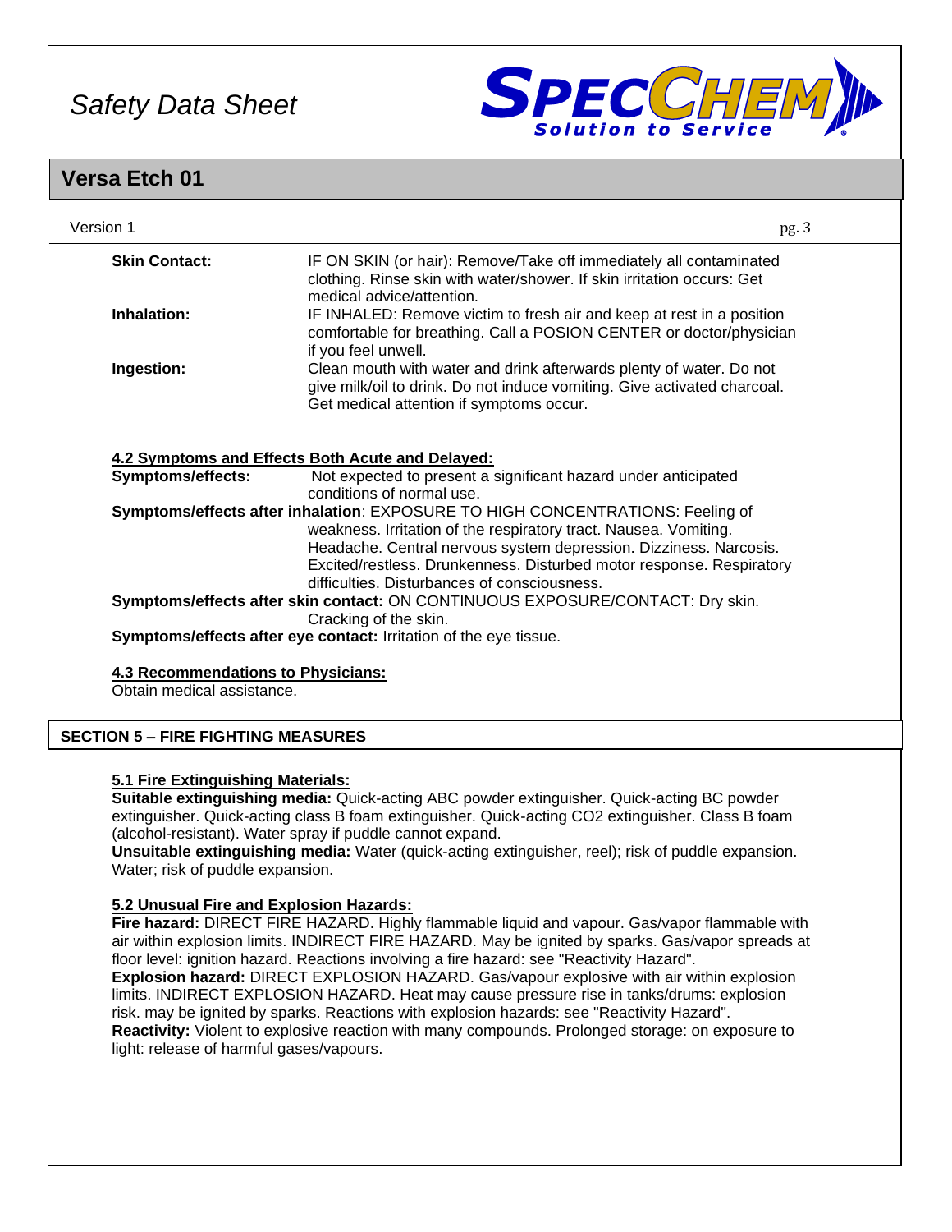**Skin Contact:** IF ON SKIN (or hair): Remove/Take off immediately all contaminated clothing. Rinse skin with water/shower. If skin irritation occurs: Get medical advice/attention.

**Inhalation:** IF INHALED: Remove victim to fresh air and keep at rest in a position comfortable for breathing. Call a POSION CENTER or doctor/physician if you feel unwell.

**Ingestion:** Clean mouth with water and drink afterwards plenty of water. Do not give milk/oil to drink. Do not induce vomiting. Give activated charcoal. Get medical attention if symptoms occur.

### 4.2 Symptoms and Effects Both Acute and Delayed:

**Symptoms/effects:** Not expected to present a significant hazard under anticipated conditions of normal use.

**Symptoms/effects after inhalation**: EXPOSURE TO HIGH CONCENTRATIONS: Feeling of weakness. Irritation of the respiratory tract. Nausea. Vomiting. Headache. Central nervous system depression. Dizziness. Narcosis. Excited/restless. Drunkenness. Disturbed motor response. Respiratory difficulties. Disturbances of consciousness.

**Symptoms/effects after skin contact:** ON CONTINUOUS EXPOSURE/CONTACT: Dry skin. Cracking of the skin.

**Symptoms/effects after eye contact:** Irritation of the eye tissue.

### 4.3 Recommendations to Physicians:

Obtain medical assistance.

## SECTION 5 – FIRE FIGHTING MEASURES

### 5.1 Fire Extinguishing Materials:

**Suitable extinguishing media:** Quick-acting ABC powder extinguisher. Quick-acting BC powder extinguisher. Quick-acting class B foam extinguisher. Quick-acting CO2 extinguisher. Class B foam (alcohol-resistant). Water spray if puddle cannot expand.

**Unsuitable extinguishing media:** Water (quick-acting extinguisher, reel); risk of puddle expansion. Water; risk of puddle expansion.

### 5.2 Unusual Fire and Explosion Hazards:

**Fire hazard:** DIRECT FIRE HAZARD. Highly flammable liquid and vapour. Gas/vapor flammable with air within explosion limits. INDIRECT FIRE HAZARD. May be ignited by sparks. Gas/vapor spreads at floor level: ignition hazard. Reactions involving a fire hazard: see "Reactivity Hazard".

**Explosion hazard:** DIRECT EXPLOSION HAZARD. Gas/vapour explosive with air within explosion limits. INDIRECT EXPLOSION HAZARD. Heat may cause pressure rise in tanks/drums: explosion risk. may be ignited by sparks. Reactions with explosion hazards: see "Reactivity Hazard".

**Reactivity:** Violent to explosive reaction with many compounds. Prolonged storage: on exposure to light: release of harmful gases/vapours.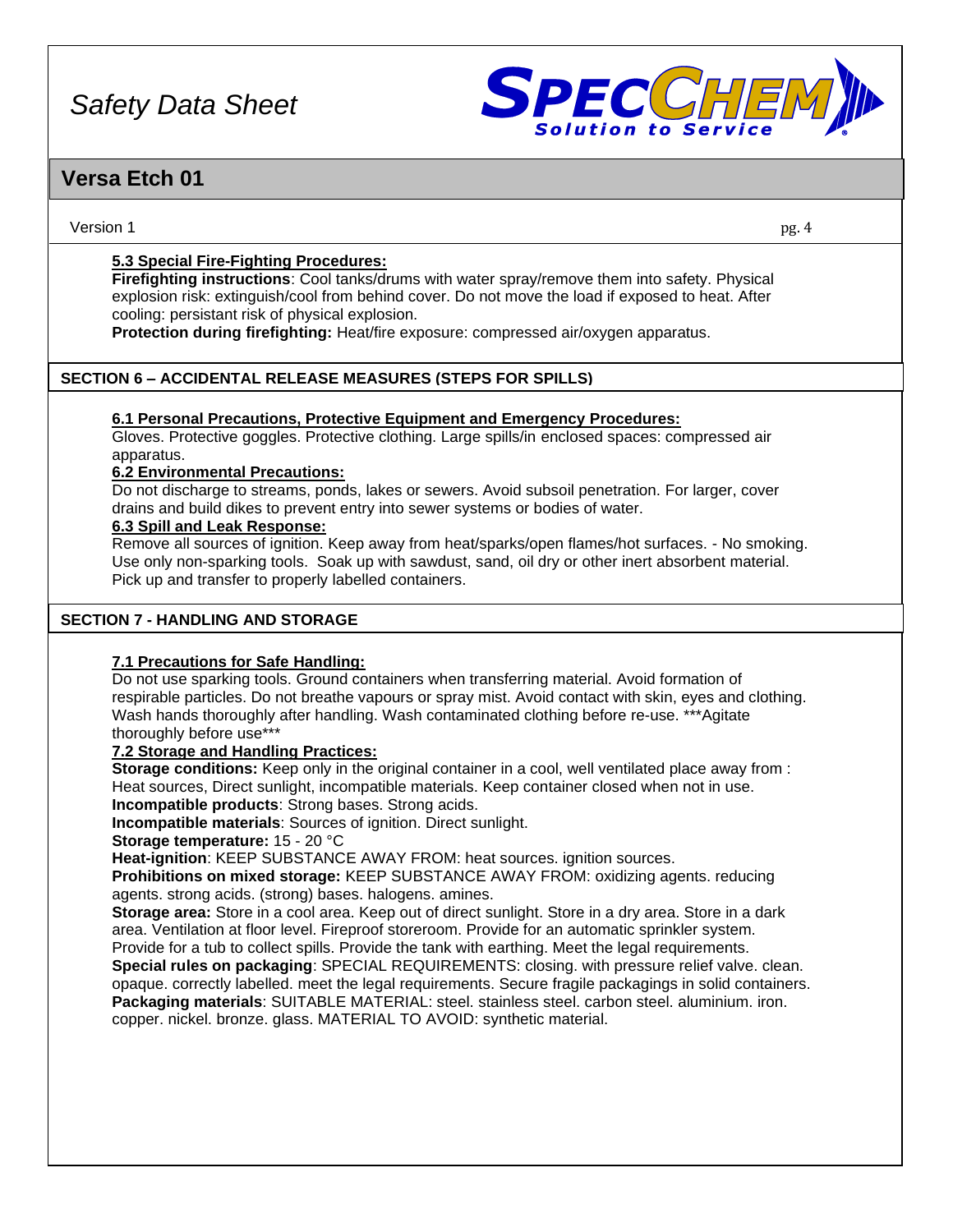#### 5.3 Special Fire-Fighting Procedures:

**Firefighting instructions**: Cool tanks/drums with water spray/remove them into safety. Physical explosion risk: extinguish/cool from behind cover. Do not move the load if exposed to heat. After cooling: persistant risk of physical explosion.

**Protection during firefighting:** Heat/fire exposure: compressed air/oxygen apparatus.

## SECTION 6 – ACCIDENTAL RELEASE MEASURES (STEPS FOR SPILLS)

#### 6.1 Personal Precautions, Protective Equipment and Emergency Procedures:

Gloves. Protective goggles. Protective clothing. Large spills/in enclosed spaces: compressed air apparatus.

#### 6.2 Environmental Precautions:

Do not discharge to streams, ponds, lakes or sewers. Avoid subsoil penetration. For larger, cover drains and build dikes to prevent entry into sewer systems or bodies of water.

#### 6.3 Spill and Leak Response:

Remove all sources of ignition. Keep away from heat/sparks/open flames/hot surfaces. - No smoking. Use only non-sparking tools. Soak up with sawdust, sand, oil dry or other inert absorbent material. Pick up and transfer to properly labelled containers.

## SECTION 7 - HANDLING AND STORAGE

#### 7.1 Precautions for Safe Handling:

Do not use sparking tools. Ground containers when transferring material. Avoid formation of respirable particles. Do not breathe vapours or spray mist. Avoid contact with skin, eyes and clothing. Wash hands thoroughly after handling. Wash contaminated clothing before re-use. ***Agitate thoroughly before use***

#### 7.2 Storage and Handling Practices:

**Storage conditions:** Keep only in the original container in a cool, well ventilated place away from : Heat sources, Direct sunlight, incompatible materials. Keep container closed when not in use.

**Incompatible products**: Strong bases. Strong acids.

**Incompatible materials**: Sources of ignition. Direct sunlight.

**Storage temperature:** 15 - 20 °C

**Heat-ignition**: KEEP SUBSTANCE AWAY FROM: heat sources. ignition sources.

**Prohibitions on mixed storage:** KEEP SUBSTANCE AWAY FROM: oxidizing agents. reducing agents. strong acids. (strong) bases. halogens. amines.

**Storage area:** Store in a cool area. Keep out of direct sunlight. Store in a dry area. Store in a dark area. Ventilation at floor level. Fireproof storeroom. Provide for an automatic sprinkler system. Provide for a tub to collect spills. Provide the tank with earthing. Meet the legal requirements.

**Special rules on packaging**: SPECIAL REQUIREMENTS: closing. with pressure relief valve. clean. opaque. correctly labelled. meet the legal requirements. Secure fragile packagings in solid containers.

**Packaging materials**: SUITABLE MATERIAL: steel. stainless steel. carbon steel. aluminium. iron. copper. nickel. bronze. glass. MATERIAL TO AVOID: synthetic material.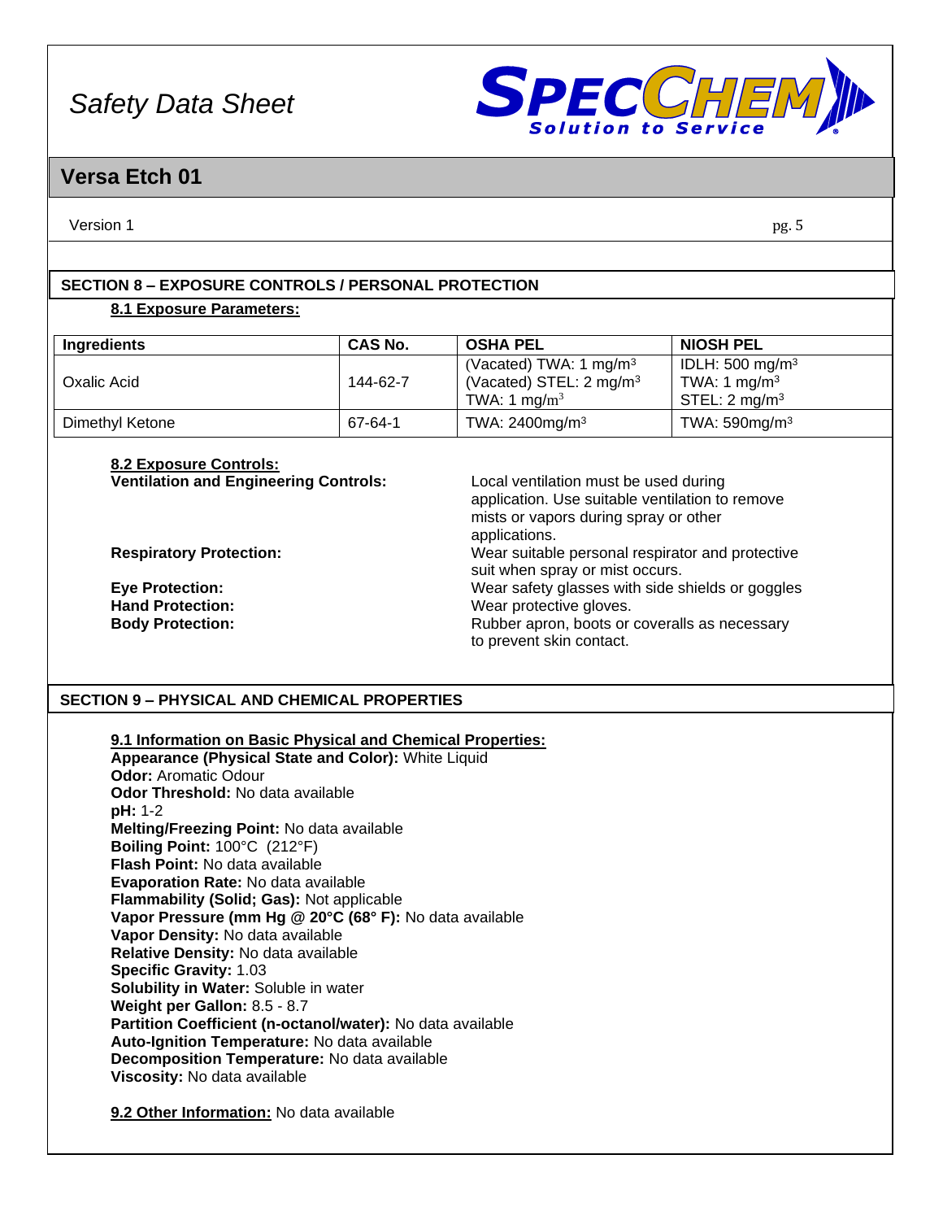## SECTION 8 – EXPOSURE CONTROLS / PERSONAL PROTECTION

### 8.1 Exposure Parameters:

| Ingredients | CAS No. | OSHA PEL | NIOSH PEL |
|---|---|---|---|
| Oxalic Acid | 144-62-7 | (Vacated) TWA: 1 mg/m³<br>(Vacated) STEL: 2 mg/m³<br>TWA: 1 mg/m³ | IDLH: 500 mg/m³<br>TWA: 1 mg/m³<br>STEL: 2 mg/m³ |
| Dimethyl Ketone | 67-64-1 | TWA: 2400mg/m³ | TWA: 590mg/m³ |

### 8.2 Exposure Controls:

**Ventilation and Engineering Controls:** Local ventilation must be used during application. Use suitable ventilation to remove mists or vapors during spray or other applications.

**Respiratory Protection:** Wear suitable personal respirator and protective suit when spray or mist occurs.

**Eye Protection:** Wear safety glasses with side shields or goggles

**Hand Protection:** Wear protective gloves.

**Body Protection:** Rubber apron, boots or coveralls as necessary to prevent skin contact.

## SECTION 9 – PHYSICAL AND CHEMICAL PROPERTIES

### 9.1 Information on Basic Physical and Chemical Properties:

**Appearance (Physical State and Color):** White Liquid
**Odor:** Aromatic Odour
**Odor Threshold:** No data available
**pH:** 1-2
**Melting/Freezing Point:** No data available
**Boiling Point:** 100°C (212°F)
**Flash Point:** No data available
**Evaporation Rate:** No data available
**Flammability (Solid; Gas):** Not applicable
**Vapor Pressure (mm Hg @ 20°C (68° F):** No data available
**Vapor Density:** No data available
**Relative Density:** No data available
**Specific Gravity:** 1.03
**Solubility in Water:** Soluble in water
**Weight per Gallon:** 8.5 - 8.7
**Partition Coefficient (n-octanol/water):** No data available
**Auto-Ignition Temperature:** No data available
**Decomposition Temperature:** No data available
**Viscosity:** No data available

**9.2 Other Information:** No data available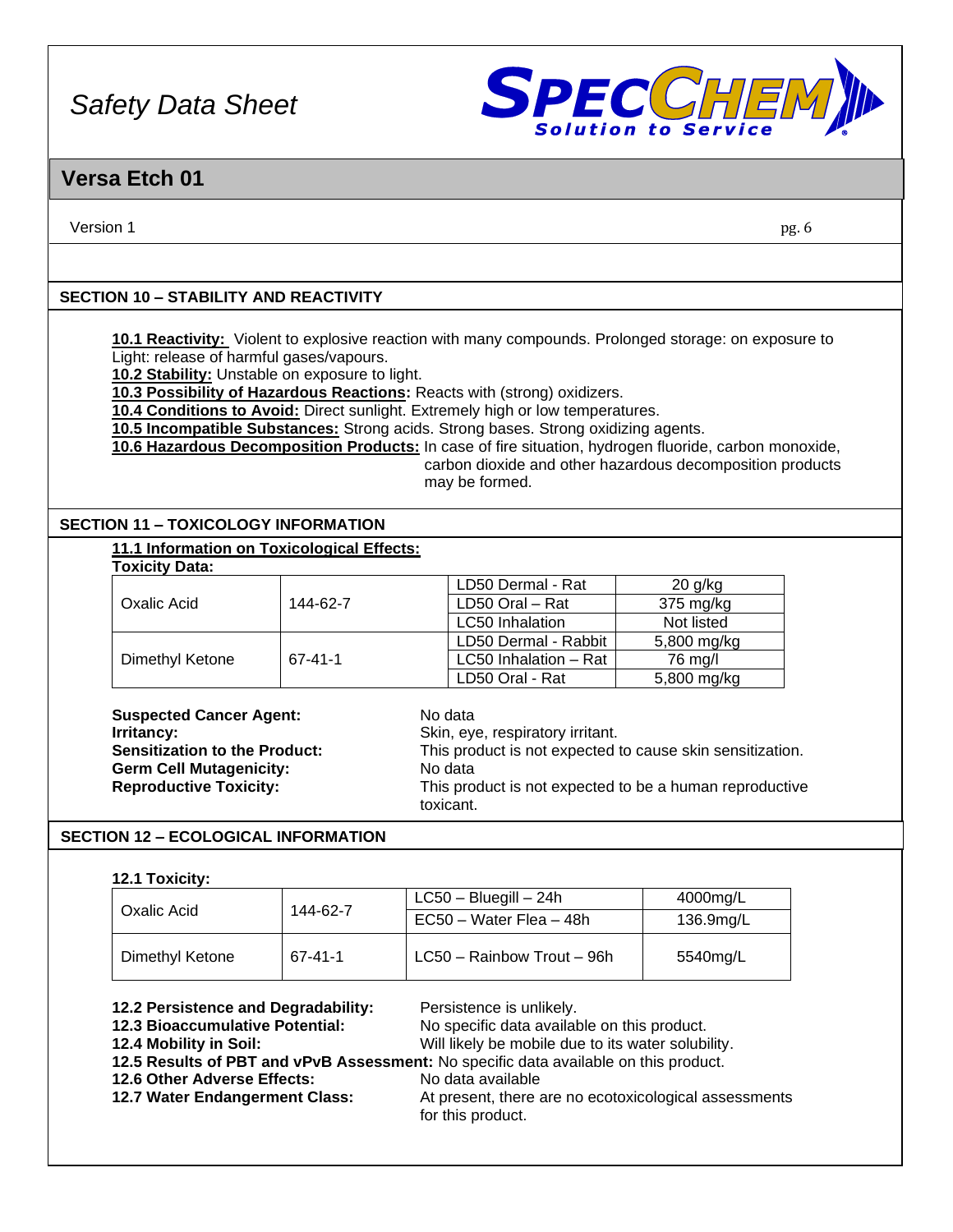## SECTION 10 – STABILITY AND REACTIVITY

**10.1 Reactivity:** Violent to explosive reaction with many compounds. Prolonged storage: on exposure to Light: release of harmful gases/vapours.
**10.2 Stability:** Unstable on exposure to light.
**10.3 Possibility of Hazardous Reactions:** Reacts with (strong) oxidizers.
**10.4 Conditions to Avoid:** Direct sunlight. Extremely high or low temperatures.
**10.5 Incompatible Substances:** Strong acids. Strong bases. Strong oxidizing agents.
**10.6 Hazardous Decomposition Products:** In case of fire situation, hydrogen fluoride, carbon monoxide, carbon dioxide and other hazardous decomposition products may be formed.

## SECTION 11 – TOXICOLOGY INFORMATION

**11.1 Information on Toxicological Effects:**

**Toxicity Data:**

| | | | |
|---|---|---|---|
| Oxalic Acid | 144-62-7 | LD50 Dermal - Rat | 20 g/kg |
| | | LD50 Oral – Rat | 375 mg/kg |
| | | LC50 Inhalation | Not listed |
| Dimethyl Ketone | 67-41-1 | LD50 Dermal - Rabbit | 5,800 mg/kg |
| | | LC50 Inhalation – Rat | 76 mg/l |
| | | LD50 Oral - Rat | 5,800 mg/kg |

**Suspected Cancer Agent:** No data
**Irritancy:** Skin, eye, respiratory irritant.
**Sensitization to the Product:** This product is not expected to cause skin sensitization.
**Germ Cell Mutagenicity:** No data
**Reproductive Toxicity:** This product is not expected to be a human reproductive toxicant.

## SECTION 12 – ECOLOGICAL INFORMATION

**12.1 Toxicity:**

| | | | |
|---|---|---|---|
| Oxalic Acid | 144-62-7 | LC50 – Bluegill – 24h | 4000mg/L |
| | | EC50 – Water Flea – 48h | 136.9mg/L |
| Dimethyl Ketone | 67-41-1 | LC50 – Rainbow Trout – 96h | 5540mg/L |

**12.2 Persistence and Degradability:** Persistence is unlikely.
**12.3 Bioaccumulative Potential:** No specific data available on this product.
**12.4 Mobility in Soil:** Will likely be mobile due to its water solubility.
**12.5 Results of PBT and vPvB Assessment:** No specific data available on this product.
**12.6 Other Adverse Effects:** No data available
**12.7 Water Endangerment Class:** At present, there are no ecotoxicological assessments for this product.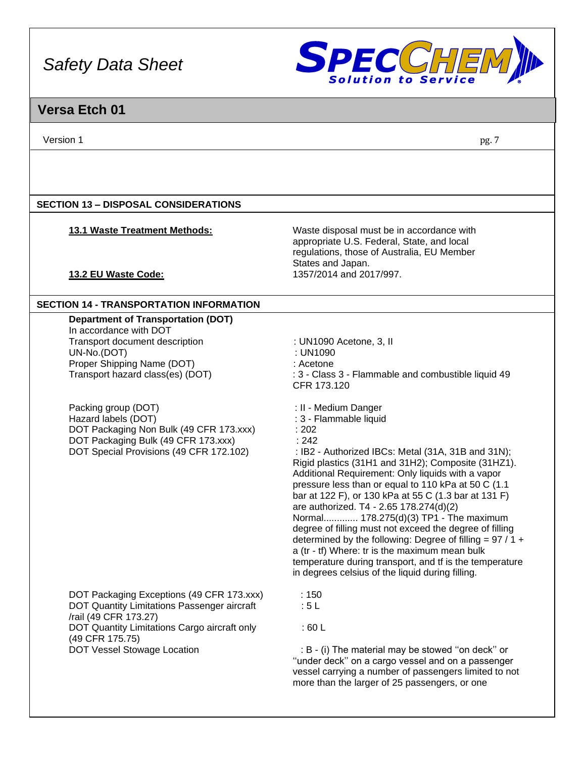## SECTION 13 – DISPOSAL CONSIDERATIONS

| | |
|---|---|
| **13.1 Waste Treatment Methods:** | Waste disposal must be in accordance with appropriate U.S. Federal, State, and local regulations, those of Australia, EU Member States and Japan. |
| **13.2 EU Waste Code:** | 1357/2014 and 2017/997. |

## SECTION 14 - TRANSPORTATION INFORMATION

**Department of Transportation (DOT)**

In accordance with DOT

| | |
|---|---|
| Transport document description | : UN1090 Acetone, 3, II |
| UN-No.(DOT) | : UN1090 |
| Proper Shipping Name (DOT) | : Acetone |
| Transport hazard class(es) (DOT) | : 3 - Class 3 - Flammable and combustible liquid 49 CFR 173.120 |
| Packing group (DOT) | : II - Medium Danger |
| Hazard labels (DOT) | : 3 - Flammable liquid |
| DOT Packaging Non Bulk (49 CFR 173.xxx) | : 202 |
| DOT Packaging Bulk (49 CFR 173.xxx) | : 242 |
| DOT Special Provisions (49 CFR 172.102) | : IB2 - Authorized IBCs: Metal (31A, 31B and 31N); Rigid plastics (31H1 and 31H2); Composite (31HZ1). Additional Requirement: Only liquids with a vapor pressure less than or equal to 110 kPa at 50 C (1.1 bar at 122 F), or 130 kPa at 55 C (1.3 bar at 131 F) are authorized. T4 - 2.65 178.274(d)(2) Normal............. 178.275(d)(3) TP1 - The maximum degree of filling must not exceed the degree of filling determined by the following: Degree of filling = 97 / 1 + a (tr - tf) Where: tr is the maximum mean bulk temperature during transport, and tf is the temperature in degrees celsius of the liquid during filling. |
| DOT Packaging Exceptions (49 CFR 173.xxx) | : 150 |
| DOT Quantity Limitations Passenger aircraft /rail (49 CFR 173.27) | : 5 L |
| DOT Quantity Limitations Cargo aircraft only (49 CFR 175.75) | : 60 L |
| DOT Vessel Stowage Location | : B - (i) The material may be stowed ''on deck'' or ''under deck'' on a cargo vessel and on a passenger vessel carrying a number of passengers limited to not more than the larger of 25 passengers, or one |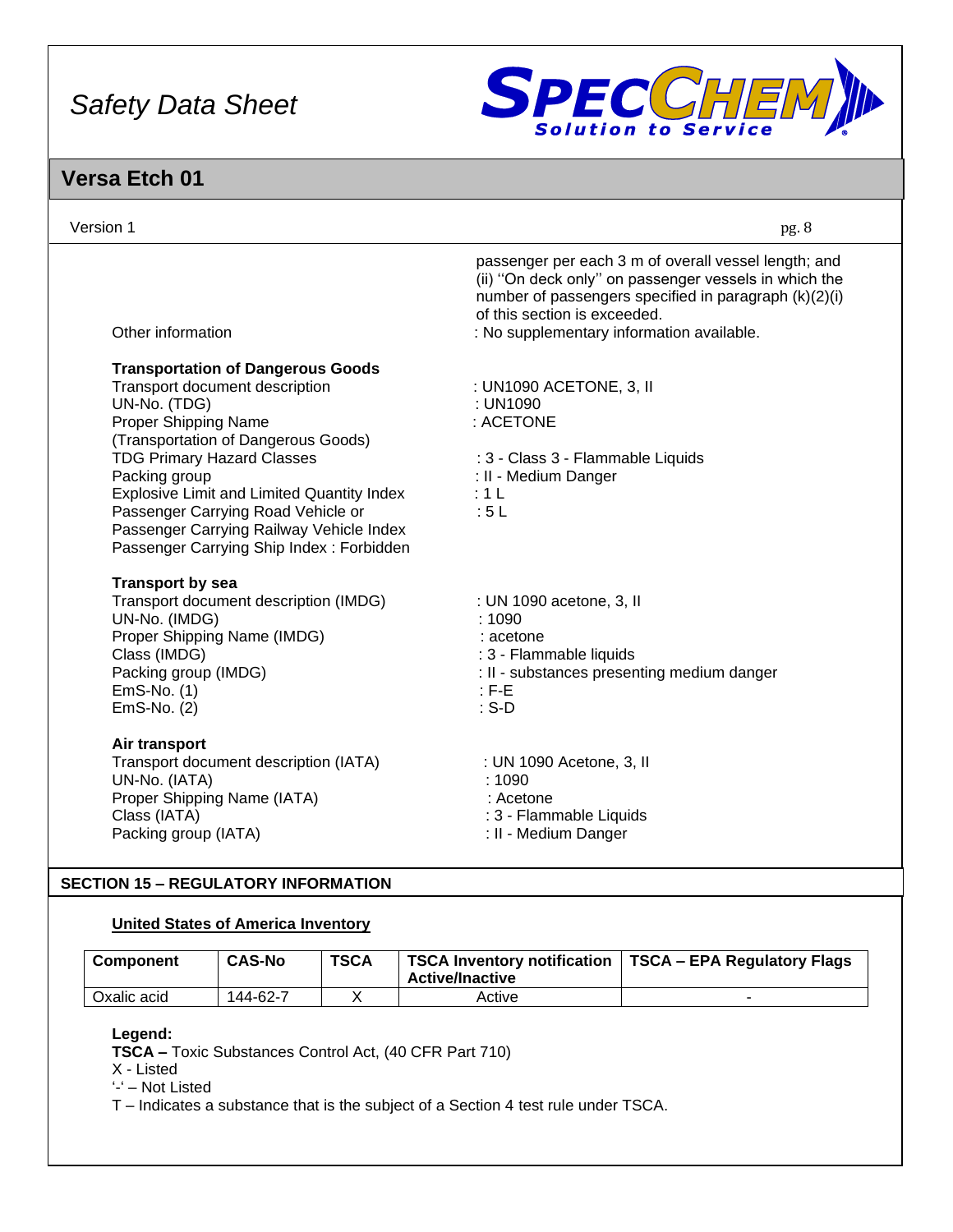passenger per each 3 m of overall vessel length; and (ii) ''On deck only'' on passenger vessels in which the number of passengers specified in paragraph (k)(2)(i) of this section is exceeded.

Other information : No supplementary information available.

**Transportation of Dangerous Goods**

Transport document description : UN1090 ACETONE, 3, II
UN-No. (TDG) : UN1090
Proper Shipping Name (Transportation of Dangerous Goods) : ACETONE
TDG Primary Hazard Classes : 3 - Class 3 - Flammable Liquids
Packing group : II - Medium Danger
Explosive Limit and Limited Quantity Index : 1 L
Passenger Carrying Road Vehicle or Passenger Carrying Railway Vehicle Index : 5 L
Passenger Carrying Ship Index : Forbidden

**Transport by sea**

Transport document description (IMDG) : UN 1090 acetone, 3, II
UN-No. (IMDG) : 1090
Proper Shipping Name (IMDG) : acetone
Class (IMDG) : 3 - Flammable liquids
Packing group (IMDG) : II - substances presenting medium danger
EmS-No. (1) : F-E
EmS-No. (2) : S-D

**Air transport**

Transport document description (IATA) : UN 1090 Acetone, 3, II
UN-No. (IATA) : 1090
Proper Shipping Name (IATA) : Acetone
Class (IATA) : 3 - Flammable Liquids
Packing group (IATA) : II - Medium Danger

## SECTION 15 – REGULATORY INFORMATION

**United States of America Inventory**

| Component | CAS-No | TSCA | TSCA Inventory notification Active/Inactive | TSCA – EPA Regulatory Flags |
|---|---|---|---|---|
| Oxalic acid | 144-62-7 | X | Active | - |

**Legend:**
**TSCA –** Toxic Substances Control Act, (40 CFR Part 710)
X - Listed
'-' – Not Listed
T – Indicates a substance that is the subject of a Section 4 test rule under TSCA.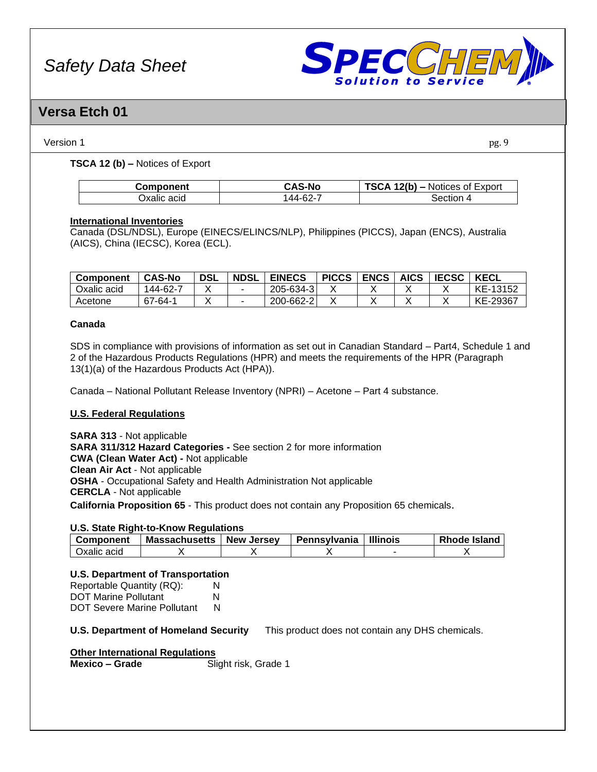**TSCA 12 (b) –** Notices of Export

| Component | CAS-No | **TSCA 12(b) –** Notices of Export |
|---|---|---|
| Oxalic acid | 144-62-7 | Section 4 |

**International Inventories**
Canada (DSL/NDSL), Europe (EINECS/ELINCS/NLP), Philippines (PICCS), Japan (ENCS), Australia (AICS), China (IECSC), Korea (ECL).

| Component | CAS-No | DSL | NDSL | EINECS | PICCS | ENCS | AICS | IECSC | KECL |
|---|---|---|---|---|---|---|---|---|---|
| Oxalic acid | 144-62-7 | X | - | 205-634-3 | X | X | X | X | KE-13152 |
| Acetone | 67-64-1 | X | - | 200-662-2 | X | X | X | X | KE-29367 |

**Canada**

SDS in compliance with provisions of information as set out in Canadian Standard – Part4, Schedule 1 and 2 of the Hazardous Products Regulations (HPR) and meets the requirements of the HPR (Paragraph 13(1)(a) of the Hazardous Products Act (HPA)).

Canada – National Pollutant Release Inventory (NPRI) – Acetone – Part 4 substance.

**U.S. Federal Regulations**

**SARA 313** - Not applicable
**SARA 311/312 Hazard Categories -** See section 2 for more information
**CWA (Clean Water Act) -** Not applicable
**Clean Air Act** - Not applicable
**OSHA** - Occupational Safety and Health Administration Not applicable
**CERCLA** - Not applicable
**California Proposition 65** - This product does not contain any Proposition 65 chemicals.

**U.S. State Right-to-Know Regulations**

| Component | Massachusetts | New Jersey | Pennsylvania | Illinois | Rhode Island |
|---|---|---|---|---|---|
| Oxalic acid | X | X | X | - | X |

**U.S. Department of Transportation**
Reportable Quantity (RQ): N
DOT Marine Pollutant N
DOT Severe Marine Pollutant N

**U.S. Department of Homeland Security** This product does not contain any DHS chemicals.

**Other International Regulations**
**Mexico – Grade** Slight risk, Grade 1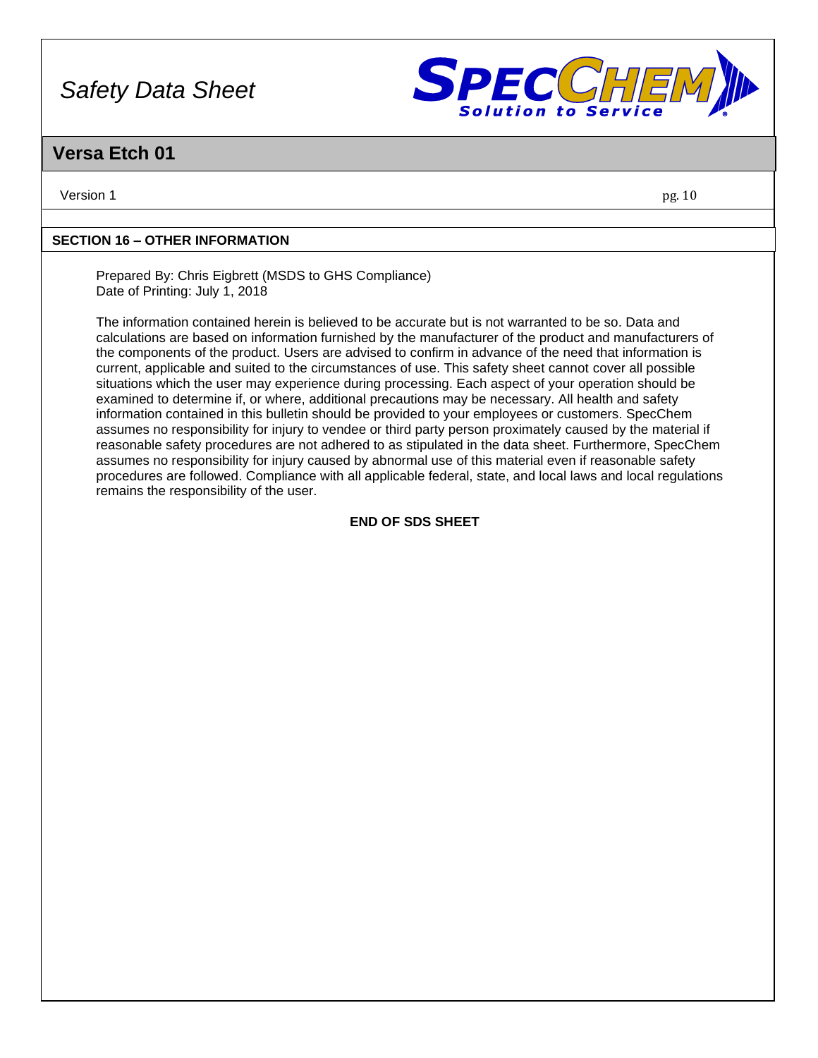## SECTION 16 – OTHER INFORMATION

Prepared By: Chris Eigbrett (MSDS to GHS Compliance)
Date of Printing: July 1, 2018

The information contained herein is believed to be accurate but is not warranted to be so. Data and calculations are based on information furnished by the manufacturer of the product and manufacturers of the components of the product. Users are advised to confirm in advance of the need that information is current, applicable and suited to the circumstances of use. This safety sheet cannot cover all possible situations which the user may experience during processing. Each aspect of your operation should be examined to determine if, or where, additional precautions may be necessary. All health and safety information contained in this bulletin should be provided to your employees or customers. SpecChem assumes no responsibility for injury to vendee or third party person proximately caused by the material if reasonable safety procedures are not adhered to as stipulated in the data sheet. Furthermore, SpecChem assumes no responsibility for injury caused by abnormal use of this material even if reasonable safety procedures are followed. Compliance with all applicable federal, state, and local laws and local regulations remains the responsibility of the user.

**END OF SDS SHEET**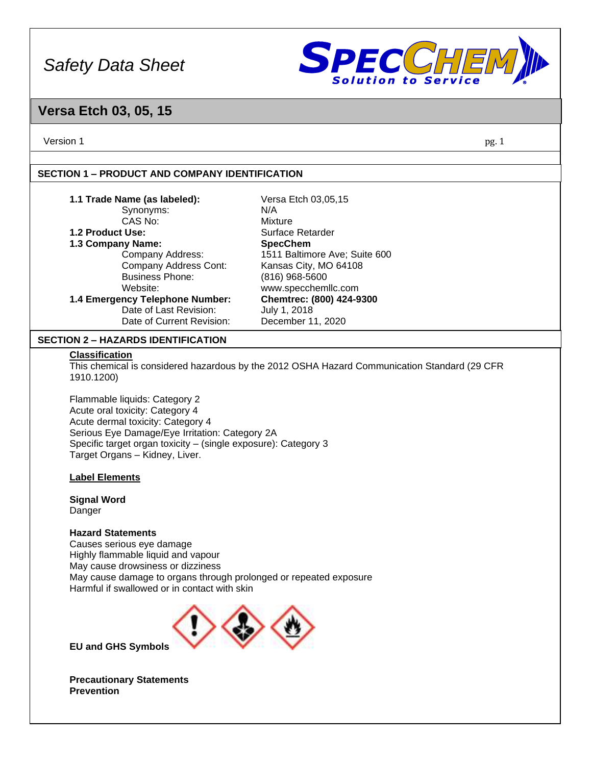Safety Data Sheet

# Versa Etch 03, 05, 15

Version 1

## SECTION 1 – PRODUCT AND COMPANY IDENTIFICATION

| | |
|---|---|
| **1.1 Trade Name (as labeled):** | Versa Etch 03,05,15 |
| Synonyms: | N/A |
| CAS No: | Mixture |
| **1.2 Product Use:** | Surface Retarder |
| **1.3 Company Name:** | **SpecChem** |
| Company Address: | 1511 Baltimore Ave; Suite 600 |
| Company Address Cont: | Kansas City, MO 64108 |
| Business Phone: | (816) 968-5600 |
| Website: | www.specchemllc.com |
| **1.4 Emergency Telephone Number:** | **Chemtrec: (800) 424-9300** |
| Date of Last Revision: | July 1, 2018 |
| Date of Current Revision: | December 11, 2020 |

## SECTION 2 – HAZARDS IDENTIFICATION

**Classification**

This chemical is considered hazardous by the 2012 OSHA Hazard Communication Standard (29 CFR 1910.1200)

Flammable liquids: Category 2
Acute oral toxicity: Category 4
Acute dermal toxicity: Category 4
Serious Eye Damage/Eye Irritation: Category 2A
Specific target organ toxicity – (single exposure): Category 3
Target Organs – Kidney, Liver.

**Label Elements**

**Signal Word**
Danger

**Hazard Statements**
Causes serious eye damage
Highly flammable liquid and vapour
May cause drowsiness or dizziness
May cause damage to organs through prolonged or repeated exposure
Harmful if swallowed or in contact with skin

**EU and GHS Symbols**

**Precautionary Statements**
**Prevention**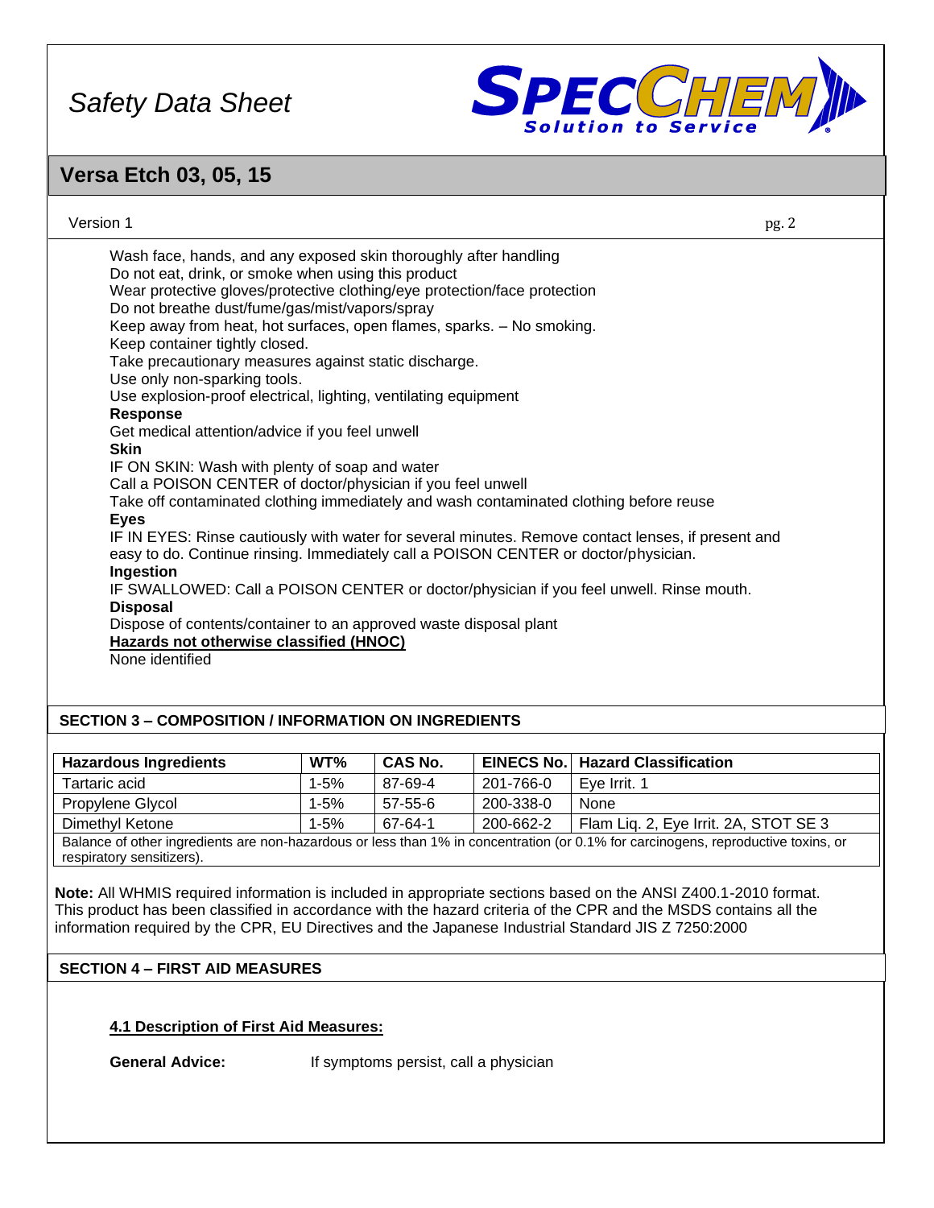Wash face, hands, and any exposed skin thoroughly after handling
Do not eat, drink, or smoke when using this product
Wear protective gloves/protective clothing/eye protection/face protection
Do not breathe dust/fume/gas/mist/vapors/spray
Keep away from heat, hot surfaces, open flames, sparks. – No smoking.
Keep container tightly closed.
Take precautionary measures against static discharge.
Use only non-sparking tools.
Use explosion-proof electrical, lighting, ventilating equipment

**Response**

Get medical attention/advice if you feel unwell

**Skin**

IF ON SKIN: Wash with plenty of soap and water
Call a POISON CENTER of doctor/physician if you feel unwell
Take off contaminated clothing immediately and wash contaminated clothing before reuse

**Eyes**

IF IN EYES: Rinse cautiously with water for several minutes. Remove contact lenses, if present and easy to do. Continue rinsing. Immediately call a POISON CENTER or doctor/physician.

**Ingestion**

IF SWALLOWED: Call a POISON CENTER or doctor/physician if you feel unwell. Rinse mouth.

**Disposal**

Dispose of contents/container to an approved waste disposal plant

**Hazards not otherwise classified (HNOC)**

None identified

## SECTION 3 – COMPOSITION / INFORMATION ON INGREDIENTS

| Hazardous Ingredients | WT% | CAS No. | EINECS No. | Hazard Classification |
|---|---|---|---|---|
| Tartaric acid | 1-5% | 87-69-4 | 201-766-0 | Eye Irrit. 1 |
| Propylene Glycol | 1-5% | 57-55-6 | 200-338-0 | None |
| Dimethyl Ketone | 1-5% | 67-64-1 | 200-662-2 | Flam Liq. 2, Eye Irrit. 2A, STOT SE 3 |
| Balance of other ingredients are non-hazardous or less than 1% in concentration (or 0.1% for carcinogens, reproductive toxins, or respiratory sensitizers). | | | | |

**Note:** All WHMIS required information is included in appropriate sections based on the ANSI Z400.1-2010 format. This product has been classified in accordance with the hazard criteria of the CPR and the MSDS contains all the information required by the CPR, EU Directives and the Japanese Industrial Standard JIS Z 7250:2000

## SECTION 4 – FIRST AID MEASURES

**4.1 Description of First Aid Measures:**

**General Advice:** If symptoms persist, call a physician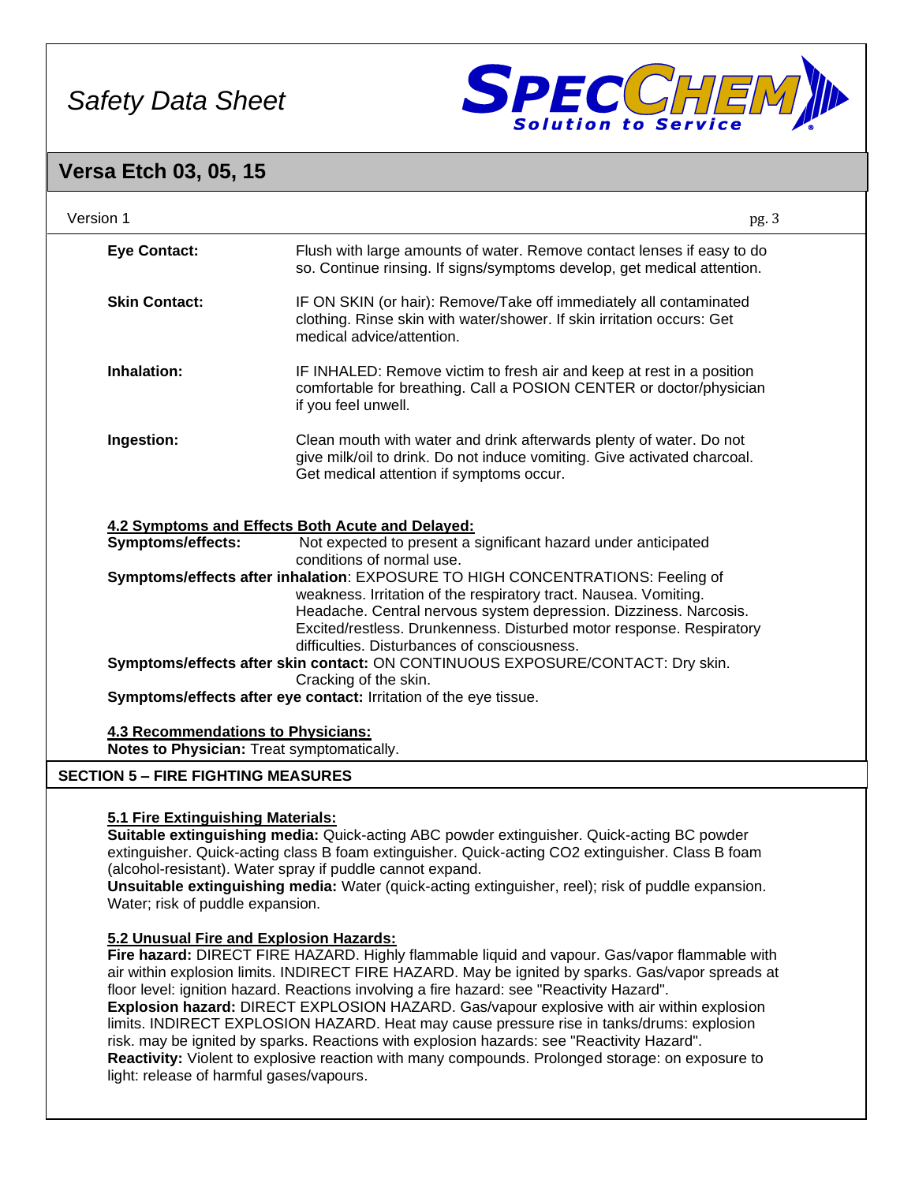**Eye Contact:** Flush with large amounts of water. Remove contact lenses if easy to do so. Continue rinsing. If signs/symptoms develop, get medical attention.

**Skin Contact:** IF ON SKIN (or hair): Remove/Take off immediately all contaminated clothing. Rinse skin with water/shower. If skin irritation occurs: Get medical advice/attention.

**Inhalation:** IF INHALED: Remove victim to fresh air and keep at rest in a position comfortable for breathing. Call a POSION CENTER or doctor/physician if you feel unwell.

**Ingestion:** Clean mouth with water and drink afterwards plenty of water. Do not give milk/oil to drink. Do not induce vomiting. Give activated charcoal. Get medical attention if symptoms occur.

**4.2 Symptoms and Effects Both Acute and Delayed:**

**Symptoms/effects:** Not expected to present a significant hazard under anticipated conditions of normal use.

**Symptoms/effects after inhalation**: EXPOSURE TO HIGH CONCENTRATIONS: Feeling of weakness. Irritation of the respiratory tract. Nausea. Vomiting. Headache. Central nervous system depression. Dizziness. Narcosis. Excited/restless. Drunkenness. Disturbed motor response. Respiratory difficulties. Disturbances of consciousness.

**Symptoms/effects after skin contact:** ON CONTINUOUS EXPOSURE/CONTACT: Dry skin. Cracking of the skin.

**Symptoms/effects after eye contact:** Irritation of the eye tissue.

**4.3 Recommendations to Physicians:**

**Notes to Physician:** Treat symptomatically.

## SECTION 5 – FIRE FIGHTING MEASURES

**5.1 Fire Extinguishing Materials:**

**Suitable extinguishing media:** Quick-acting ABC powder extinguisher. Quick-acting BC powder extinguisher. Quick-acting class B foam extinguisher. Quick-acting CO2 extinguisher. Class B foam (alcohol-resistant). Water spray if puddle cannot expand.

**Unsuitable extinguishing media:** Water (quick-acting extinguisher, reel); risk of puddle expansion. Water; risk of puddle expansion.

**5.2 Unusual Fire and Explosion Hazards:**

**Fire hazard:** DIRECT FIRE HAZARD. Highly flammable liquid and vapour. Gas/vapor flammable with air within explosion limits. INDIRECT FIRE HAZARD. May be ignited by sparks. Gas/vapor spreads at floor level: ignition hazard. Reactions involving a fire hazard: see "Reactivity Hazard".

**Explosion hazard:** DIRECT EXPLOSION HAZARD. Gas/vapour explosive with air within explosion limits. INDIRECT EXPLOSION HAZARD. Heat may cause pressure rise in tanks/drums: explosion risk. may be ignited by sparks. Reactions with explosion hazards: see "Reactivity Hazard".

**Reactivity:** Violent to explosive reaction with many compounds. Prolonged storage: on exposure to light: release of harmful gases/vapours.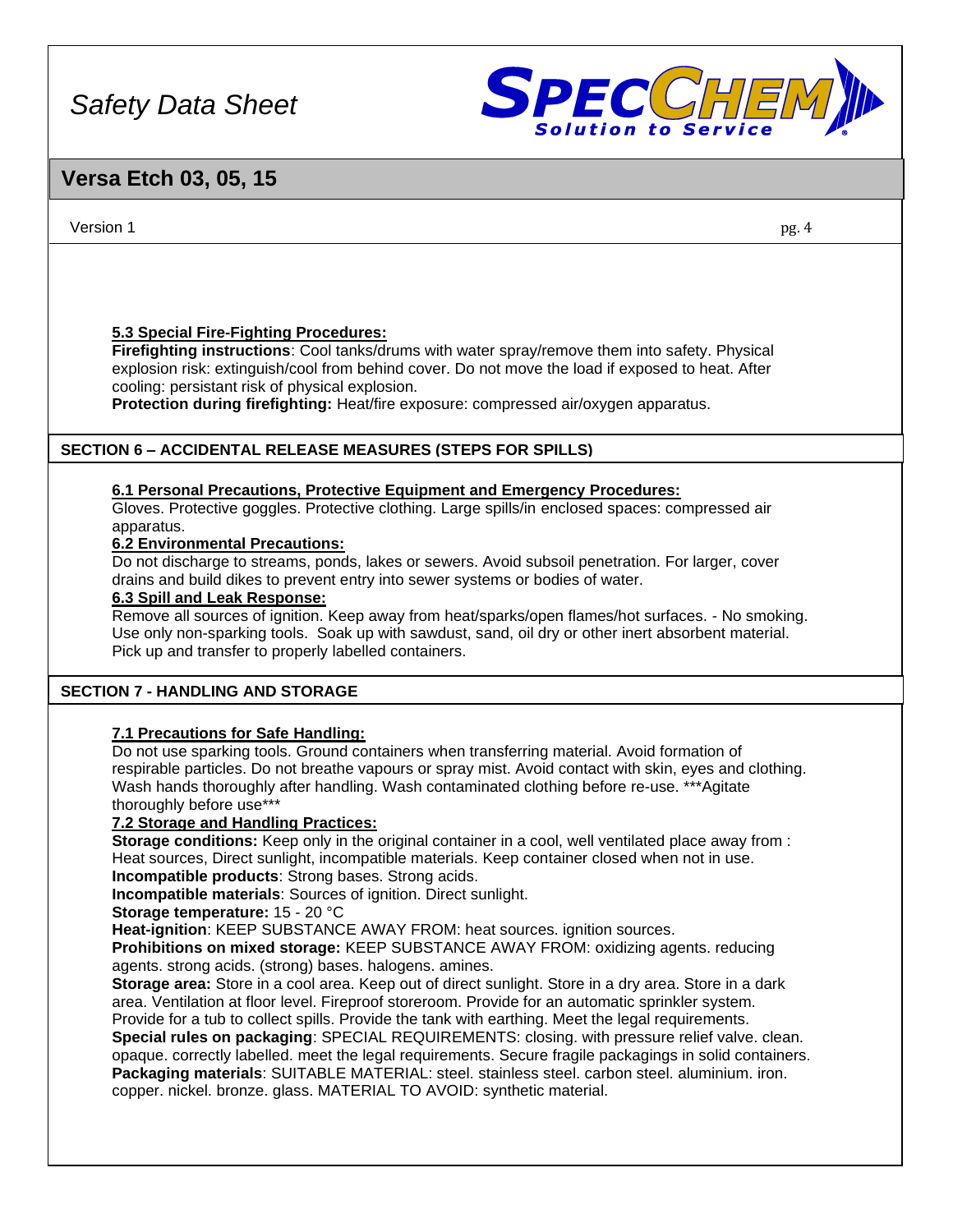#### 5.3 Special Fire-Fighting Procedures:

**Firefighting instructions**: Cool tanks/drums with water spray/remove them into safety. Physical explosion risk: extinguish/cool from behind cover. Do not move the load if exposed to heat. After cooling: persistant risk of physical explosion.
**Protection during firefighting:** Heat/fire exposure: compressed air/oxygen apparatus.

## SECTION 6 – ACCIDENTAL RELEASE MEASURES (STEPS FOR SPILLS)

#### 6.1 Personal Precautions, Protective Equipment and Emergency Procedures:

Gloves. Protective goggles. Protective clothing. Large spills/in enclosed spaces: compressed air apparatus.

#### 6.2 Environmental Precautions:

Do not discharge to streams, ponds, lakes or sewers. Avoid subsoil penetration. For larger, cover drains and build dikes to prevent entry into sewer systems or bodies of water.

#### 6.3 Spill and Leak Response:

Remove all sources of ignition. Keep away from heat/sparks/open flames/hot surfaces. - No smoking. Use only non-sparking tools. Soak up with sawdust, sand, oil dry or other inert absorbent material. Pick up and transfer to properly labelled containers.

## SECTION 7 - HANDLING AND STORAGE

#### 7.1 Precautions for Safe Handling:

Do not use sparking tools. Ground containers when transferring material. Avoid formation of respirable particles. Do not breathe vapours or spray mist. Avoid contact with skin, eyes and clothing. Wash hands thoroughly after handling. Wash contaminated clothing before re-use. ***Agitate thoroughly before use***

#### 7.2 Storage and Handling Practices:

**Storage conditions:** Keep only in the original container in a cool, well ventilated place away from : Heat sources, Direct sunlight, incompatible materials. Keep container closed when not in use.
**Incompatible products**: Strong bases. Strong acids.
**Incompatible materials**: Sources of ignition. Direct sunlight.
**Storage temperature:** 15 - 20 °C
**Heat-ignition**: KEEP SUBSTANCE AWAY FROM: heat sources. ignition sources.
**Prohibitions on mixed storage:** KEEP SUBSTANCE AWAY FROM: oxidizing agents. reducing agents. strong acids. (strong) bases. halogens. amines.
**Storage area:** Store in a cool area. Keep out of direct sunlight. Store in a dry area. Store in a dark area. Ventilation at floor level. Fireproof storeroom. Provide for an automatic sprinkler system. Provide for a tub to collect spills. Provide the tank with earthing. Meet the legal requirements.
**Special rules on packaging**: SPECIAL REQUIREMENTS: closing. with pressure relief valve. clean. opaque. correctly labelled. meet the legal requirements. Secure fragile packagings in solid containers.
**Packaging materials**: SUITABLE MATERIAL: steel. stainless steel. carbon steel. aluminium. iron. copper. nickel. bronze. glass. MATERIAL TO AVOID: synthetic material.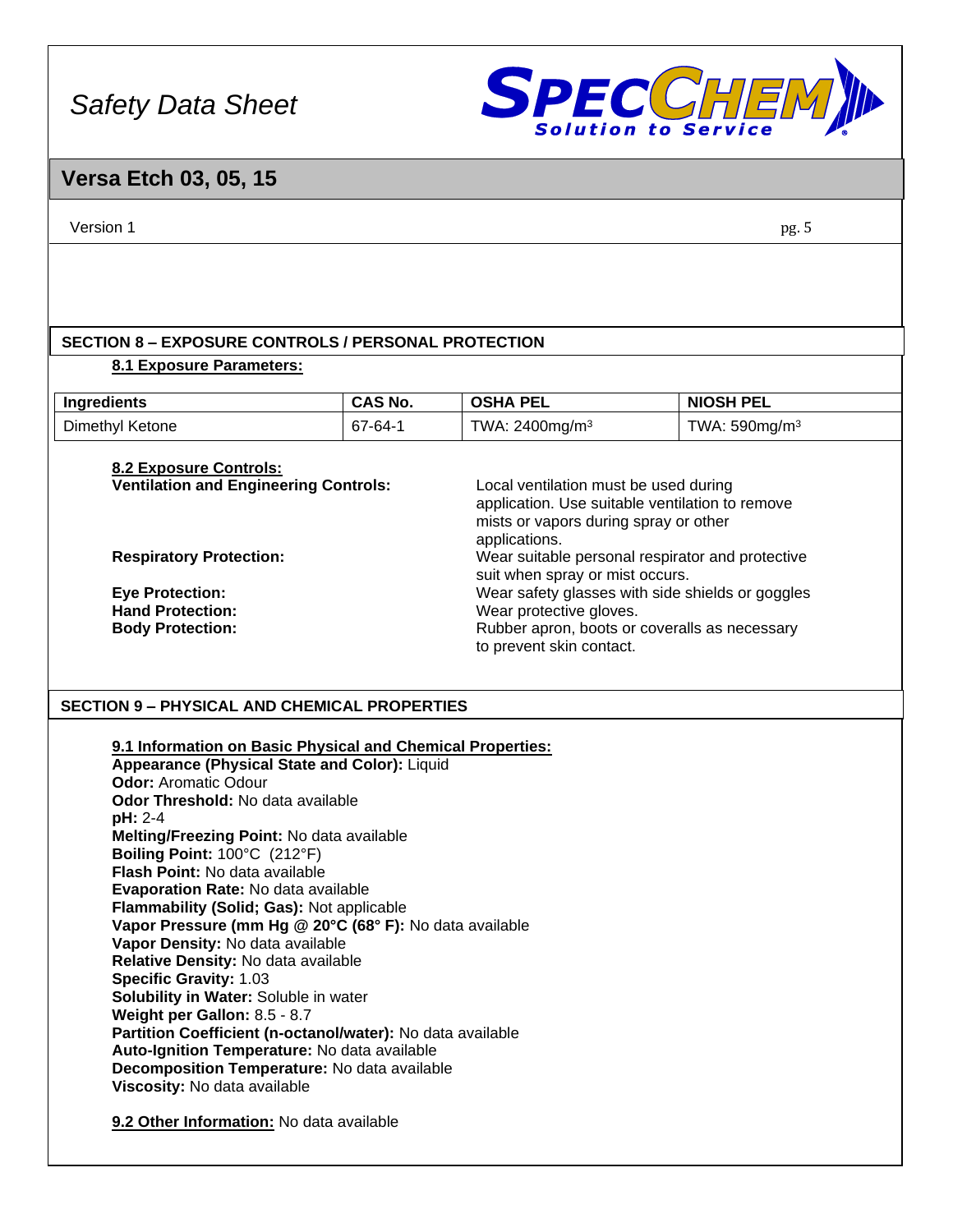## SECTION 8 – EXPOSURE CONTROLS / PERSONAL PROTECTION

**8.1 Exposure Parameters:**

| Ingredients | CAS No. | OSHA PEL | NIOSH PEL |
|---|---|---|---|
| Dimethyl Ketone | 67-64-1 | TWA: 2400mg/m³ | TWA: 590mg/m³ |

**8.2 Exposure Controls:**

**Ventilation and Engineering Controls:** Local ventilation must be used during application. Use suitable ventilation to remove mists or vapors during spray or other applications.

**Respiratory Protection:** Wear suitable personal respirator and protective suit when spray or mist occurs.

**Eye Protection:** Wear safety glasses with side shields or goggles

**Hand Protection:** Wear protective gloves.

**Body Protection:** Rubber apron, boots or coveralls as necessary to prevent skin contact.

## SECTION 9 – PHYSICAL AND CHEMICAL PROPERTIES

**9.1 Information on Basic Physical and Chemical Properties:**

**Appearance (Physical State and Color):** Liquid
**Odor:** Aromatic Odour
**Odor Threshold:** No data available
**pH:** 2-4
**Melting/Freezing Point:** No data available
**Boiling Point:** 100°C (212°F)
**Flash Point:** No data available
**Evaporation Rate:** No data available
**Flammability (Solid; Gas):** Not applicable
**Vapor Pressure (mm Hg @ 20°C (68° F):** No data available
**Vapor Density:** No data available
**Relative Density:** No data available
**Specific Gravity:** 1.03
**Solubility in Water:** Soluble in water
**Weight per Gallon:** 8.5 - 8.7
**Partition Coefficient (n-octanol/water):** No data available
**Auto-Ignition Temperature:** No data available
**Decomposition Temperature:** No data available
**Viscosity:** No data available

**9.2 Other Information:** No data available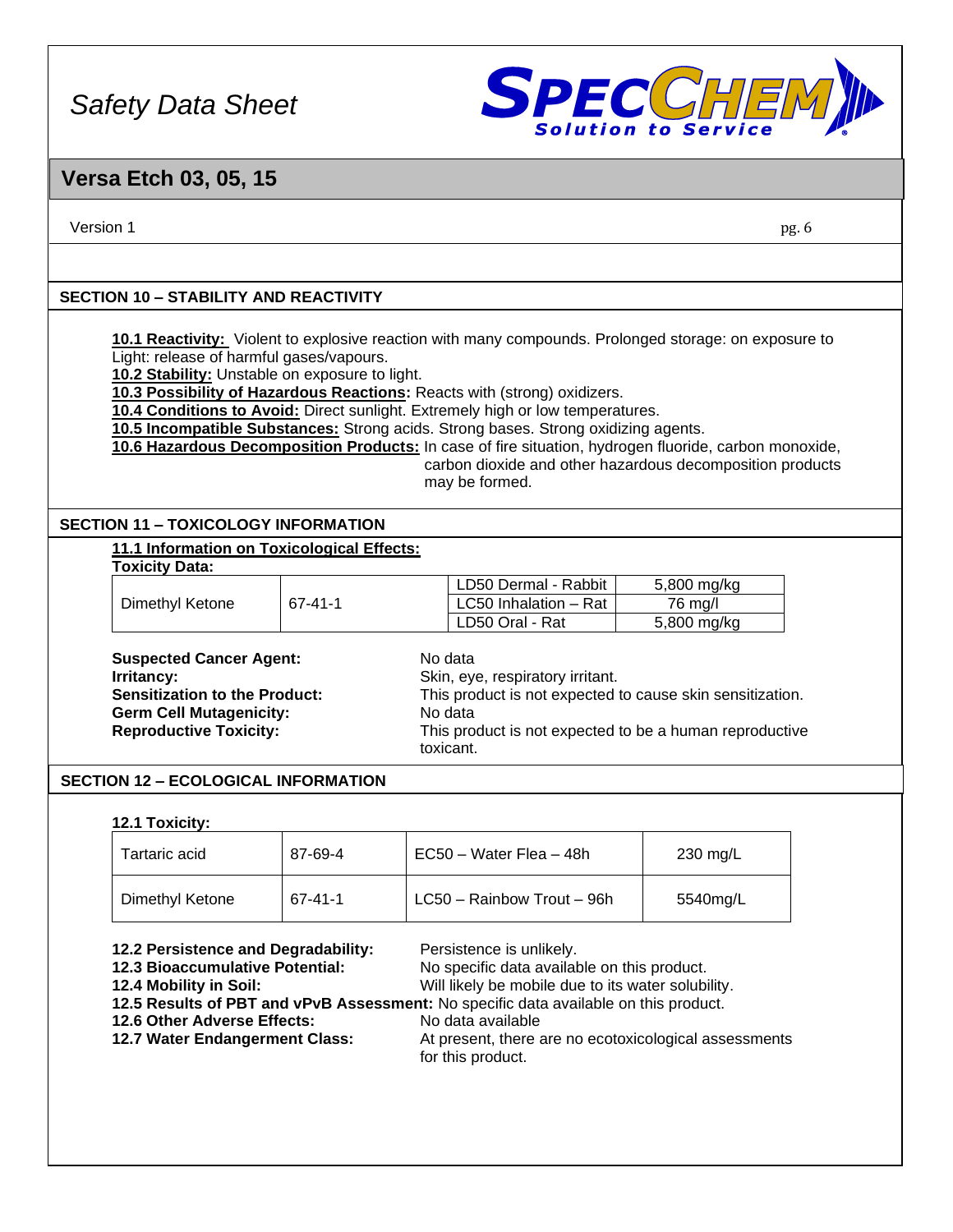## SECTION 10 – STABILITY AND REACTIVITY

**10.1 Reactivity:** Violent to explosive reaction with many compounds. Prolonged storage: on exposure to Light: release of harmful gases/vapours.
**10.2 Stability:** Unstable on exposure to light.
**10.3 Possibility of Hazardous Reactions:** Reacts with (strong) oxidizers.
**10.4 Conditions to Avoid:** Direct sunlight. Extremely high or low temperatures.
**10.5 Incompatible Substances:** Strong acids. Strong bases. Strong oxidizing agents.
**10.6 Hazardous Decomposition Products:** In case of fire situation, hydrogen fluoride, carbon monoxide, carbon dioxide and other hazardous decomposition products may be formed.

## SECTION 11 – TOXICOLOGY INFORMATION

**11.1 Information on Toxicological Effects:**
**Toxicity Data:**

| | | | |
|---|---|---|---|
| Dimethyl Ketone | 67-41-1 | LD50 Dermal - Rabbit | 5,800 mg/kg |
| | | LC50 Inhalation – Rat | 76 mg/l |
| | | LD50 Oral - Rat | 5,800 mg/kg |

**Suspected Cancer Agent:** No data
**Irritancy:** Skin, eye, respiratory irritant.
**Sensitization to the Product:** This product is not expected to cause skin sensitization.
**Germ Cell Mutagenicity:** No data
**Reproductive Toxicity:** This product is not expected to be a human reproductive toxicant.

## SECTION 12 – ECOLOGICAL INFORMATION

**12.1 Toxicity:**

| | | | |
|---|---|---|---|
| Tartaric acid | 87-69-4 | EC50 – Water Flea – 48h | 230 mg/L |
| Dimethyl Ketone | 67-41-1 | LC50 – Rainbow Trout – 96h | 5540mg/L |

**12.2 Persistence and Degradability:** Persistence is unlikely.
**12.3 Bioaccumulative Potential:** No specific data available on this product.
**12.4 Mobility in Soil:** Will likely be mobile due to its water solubility.
**12.5 Results of PBT and vPvB Assessment:** No specific data available on this product.
**12.6 Other Adverse Effects:** No data available
**12.7 Water Endangerment Class:** At present, there are no ecotoxicological assessments for this product.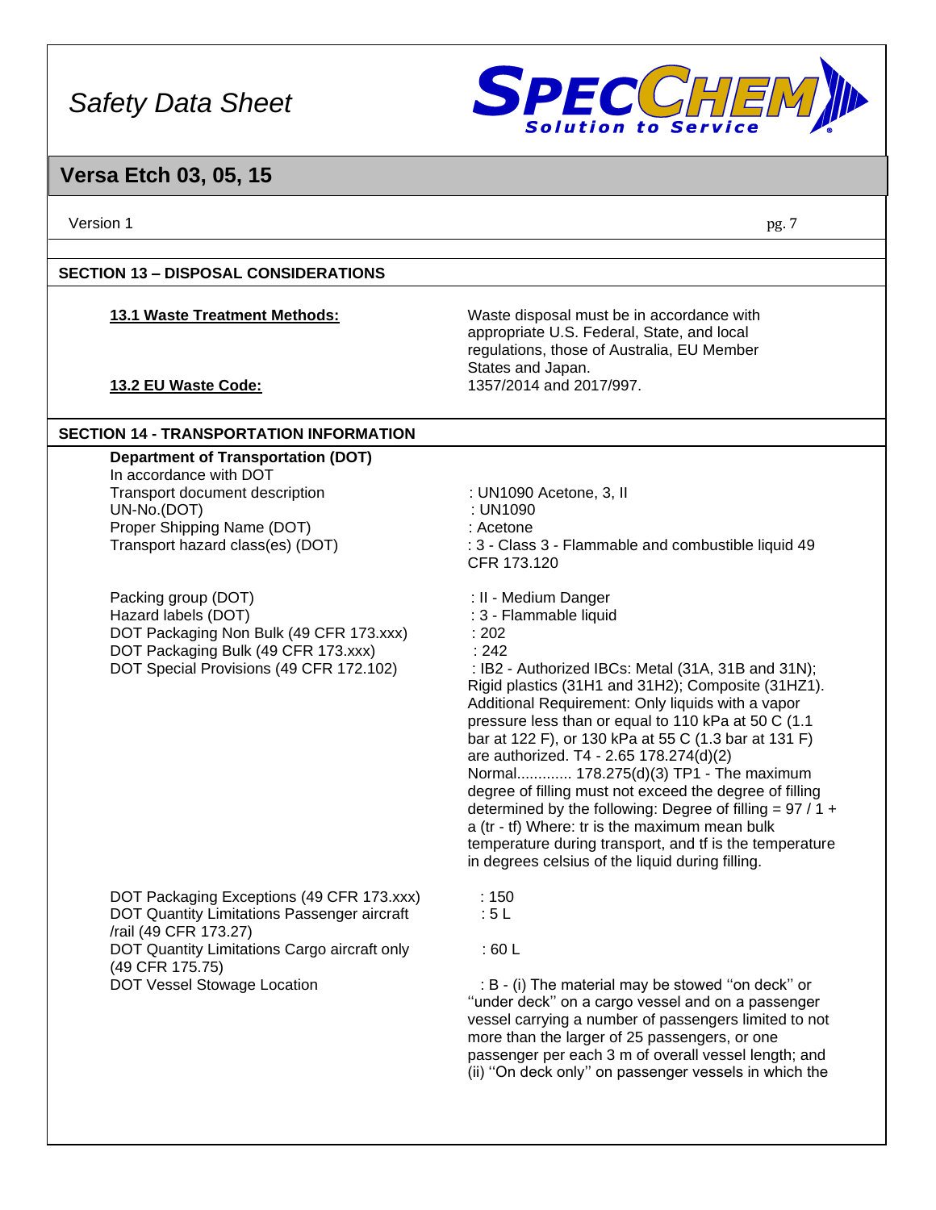## SECTION 13 – DISPOSAL CONSIDERATIONS

| | |
|---|---|
| **13.1 Waste Treatment Methods:** | Waste disposal must be in accordance with appropriate U.S. Federal, State, and local regulations, those of Australia, EU Member States and Japan. |
| **13.2 EU Waste Code:** | 1357/2014 and 2017/997. |

## SECTION 14 - TRANSPORTATION INFORMATION

**Department of Transportation (DOT)**

In accordance with DOT

| | |
|---|---|
| Transport document description | : UN1090 Acetone, 3, II |
| UN-No.(DOT) | : UN1090 |
| Proper Shipping Name (DOT) | : Acetone |
| Transport hazard class(es) (DOT) | : 3 - Class 3 - Flammable and combustible liquid 49 CFR 173.120 |
| Packing group (DOT) | : II - Medium Danger |
| Hazard labels (DOT) | : 3 - Flammable liquid |
| DOT Packaging Non Bulk (49 CFR 173.xxx) | : 202 |
| DOT Packaging Bulk (49 CFR 173.xxx) | : 242 |
| DOT Special Provisions (49 CFR 172.102) | : IB2 - Authorized IBCs: Metal (31A, 31B and 31N); Rigid plastics (31H1 and 31H2); Composite (31HZ1). Additional Requirement: Only liquids with a vapor pressure less than or equal to 110 kPa at 50 C (1.1 bar at 122 F), or 130 kPa at 55 C (1.3 bar at 131 F) are authorized. T4 - 2.65 178.274(d)(2) Normal............. 178.275(d)(3) TP1 - The maximum degree of filling must not exceed the degree of filling determined by the following: Degree of filling = 97 / 1 + a (tr - tf) Where: tr is the maximum mean bulk temperature during transport, and tf is the temperature in degrees celsius of the liquid during filling. |
| DOT Packaging Exceptions (49 CFR 173.xxx) | : 150 |
| DOT Quantity Limitations Passenger aircraft /rail (49 CFR 173.27) | : 5 L |
| DOT Quantity Limitations Cargo aircraft only (49 CFR 175.75) | : 60 L |
| DOT Vessel Stowage Location | : B - (i) The material may be stowed ''on deck'' or ''under deck'' on a cargo vessel and on a passenger vessel carrying a number of passengers limited to not more than the larger of 25 passengers, or one passenger per each 3 m of overall vessel length; and (ii) ''On deck only'' on passenger vessels in which the |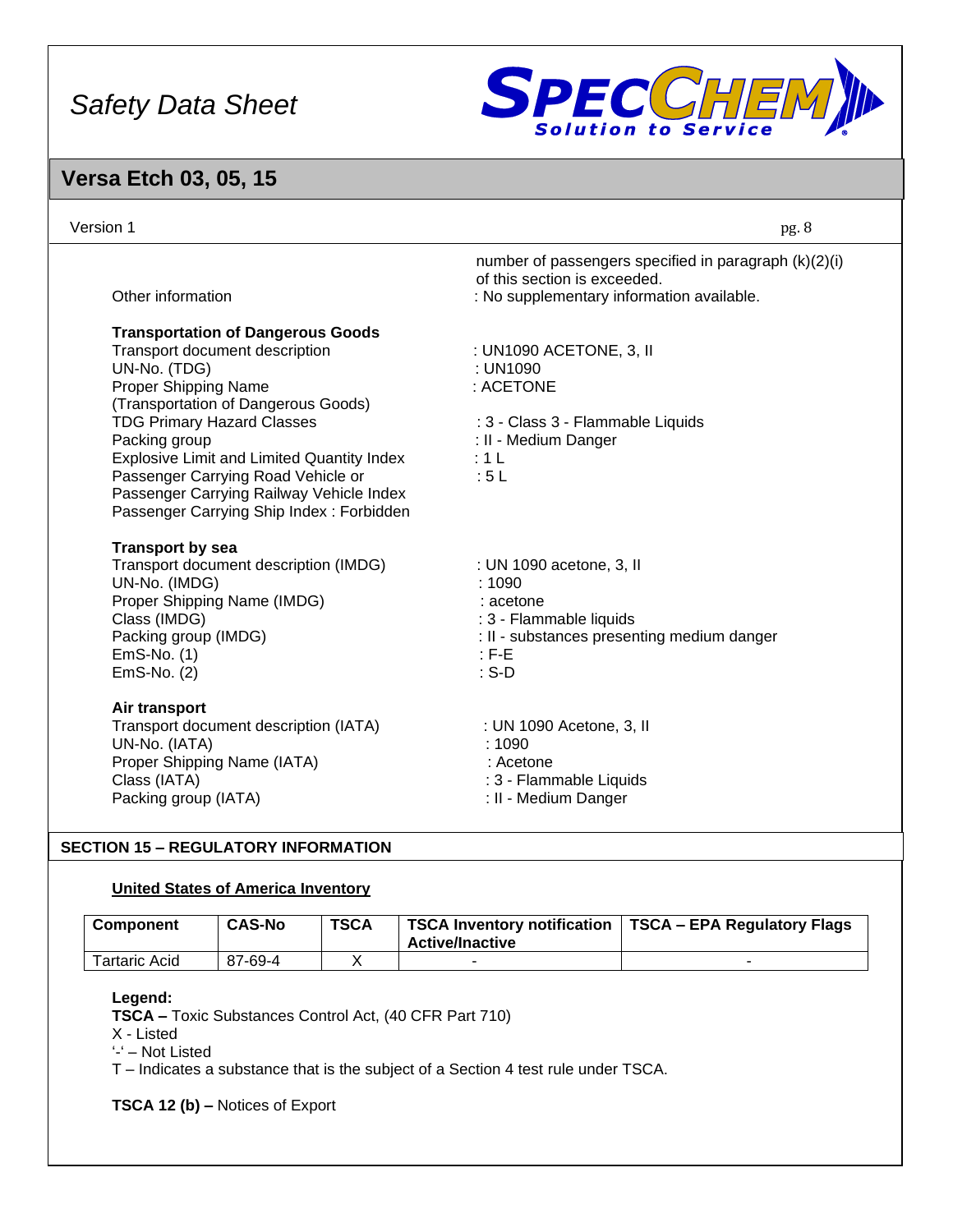number of passengers specified in paragraph (k)(2)(i) of this section is exceeded.

Other information : No supplementary information available.

**Transportation of Dangerous Goods**

Transport document description : UN1090 ACETONE, 3, II
UN-No. (TDG) : UN1090
Proper Shipping Name (Transportation of Dangerous Goods) : ACETONE
TDG Primary Hazard Classes : 3 - Class 3 - Flammable Liquids
Packing group : II - Medium Danger
Explosive Limit and Limited Quantity Index : 1 L
Passenger Carrying Road Vehicle or Passenger Carrying Railway Vehicle Index : 5 L
Passenger Carrying Ship Index : Forbidden

**Transport by sea**

Transport document description (IMDG) : UN 1090 acetone, 3, II
UN-No. (IMDG) : 1090
Proper Shipping Name (IMDG) : acetone
Class (IMDG) : 3 - Flammable liquids
Packing group (IMDG) : II - substances presenting medium danger
EmS-No. (1) : F-E
EmS-No. (2) : S-D

**Air transport**

Transport document description (IATA) : UN 1090 Acetone, 3, II
UN-No. (IATA) : 1090
Proper Shipping Name (IATA) : Acetone
Class (IATA) : 3 - Flammable Liquids
Packing group (IATA) : II - Medium Danger

## SECTION 15 – REGULATORY INFORMATION

**United States of America Inventory**

| Component | CAS-No | TSCA | TSCA Inventory notification Active/Inactive | TSCA – EPA Regulatory Flags |
|---|---|---|---|---|
| Tartaric Acid | 87-69-4 | X | - | - |

**Legend:**
**TSCA –** Toxic Substances Control Act, (40 CFR Part 710)
X - Listed
'-' – Not Listed
T – Indicates a substance that is the subject of a Section 4 test rule under TSCA.

**TSCA 12 (b) –** Notices of Export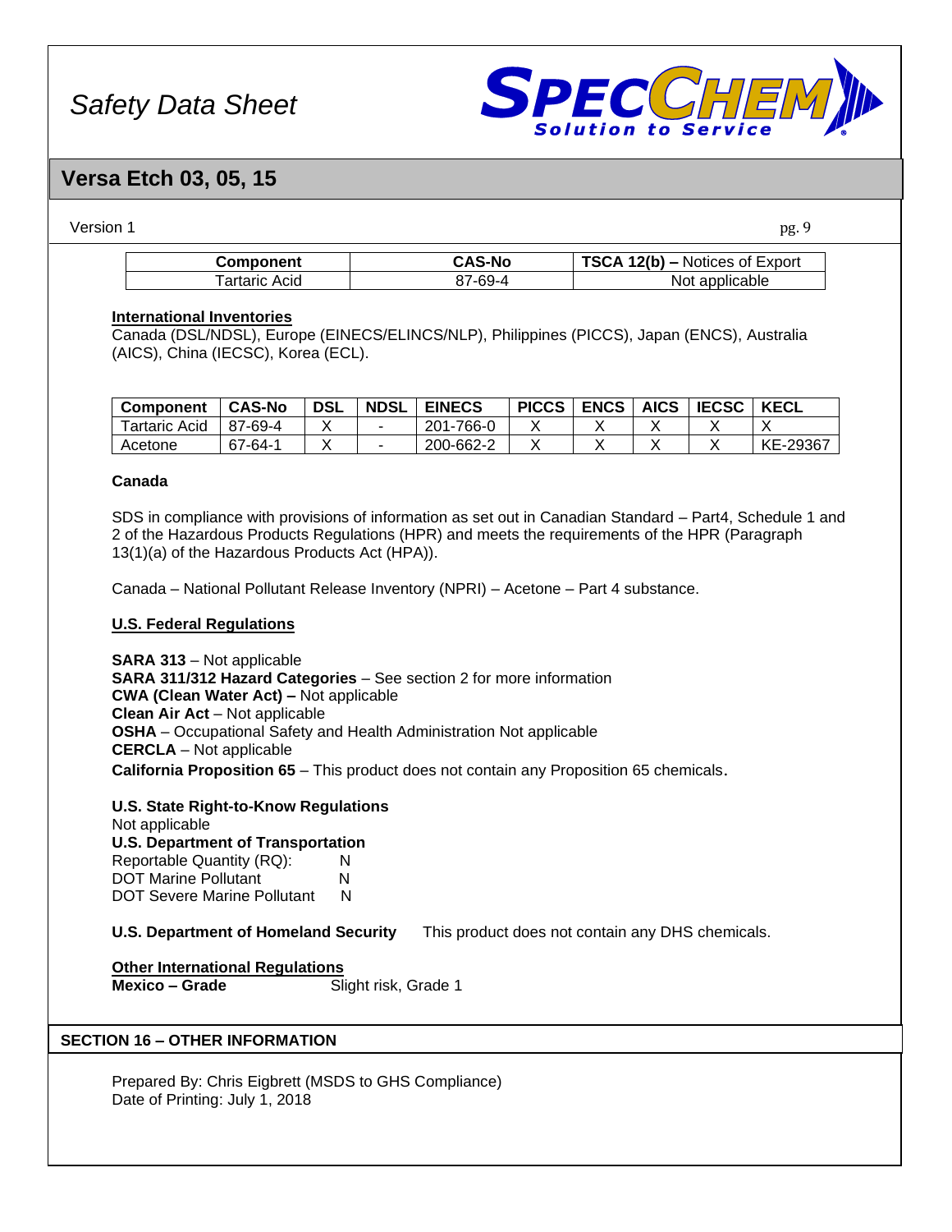| Component | CAS-No | TSCA 12(b) – Notices of Export |
| --- | --- | --- |
| Tartaric Acid | 87-69-4 | Not applicable |

**International Inventories**

Canada (DSL/NDSL), Europe (EINECS/ELINCS/NLP), Philippines (PICCS), Japan (ENCS), Australia (AICS), China (IECSC), Korea (ECL).

| Component | CAS-No | DSL | NDSL | EINECS | PICCS | ENCS | AICS | IECSC | KECL |
| --- | --- | --- | --- | --- | --- | --- | --- | --- | --- |
| Tartaric Acid | 87-69-4 | X | - | 201-766-0 | X | X | X | X | X |
| Acetone | 67-64-1 | X | - | 200-662-2 | X | X | X | X | KE-29367 |

**Canada**

SDS in compliance with provisions of information as set out in Canadian Standard – Part4, Schedule 1 and 2 of the Hazardous Products Regulations (HPR) and meets the requirements of the HPR (Paragraph 13(1)(a) of the Hazardous Products Act (HPA)).

Canada – National Pollutant Release Inventory (NPRI) – Acetone – Part 4 substance.

**U.S. Federal Regulations**

**SARA 313** – Not applicable
**SARA 311/312 Hazard Categories** – See section 2 for more information
**CWA (Clean Water Act) –** Not applicable
**Clean Air Act** – Not applicable
**OSHA** – Occupational Safety and Health Administration Not applicable
**CERCLA** – Not applicable
**California Proposition 65** – This product does not contain any Proposition 65 chemicals.

**U.S. State Right-to-Know Regulations**
Not applicable
**U.S. Department of Transportation**
Reportable Quantity (RQ): N
DOT Marine Pollutant N
DOT Severe Marine Pollutant N

**U.S. Department of Homeland Security** This product does not contain any DHS chemicals.

**Other International Regulations**
**Mexico – Grade** Slight risk, Grade 1

## SECTION 16 – OTHER INFORMATION

Prepared By: Chris Eigbrett (MSDS to GHS Compliance)
Date of Printing: July 1, 2018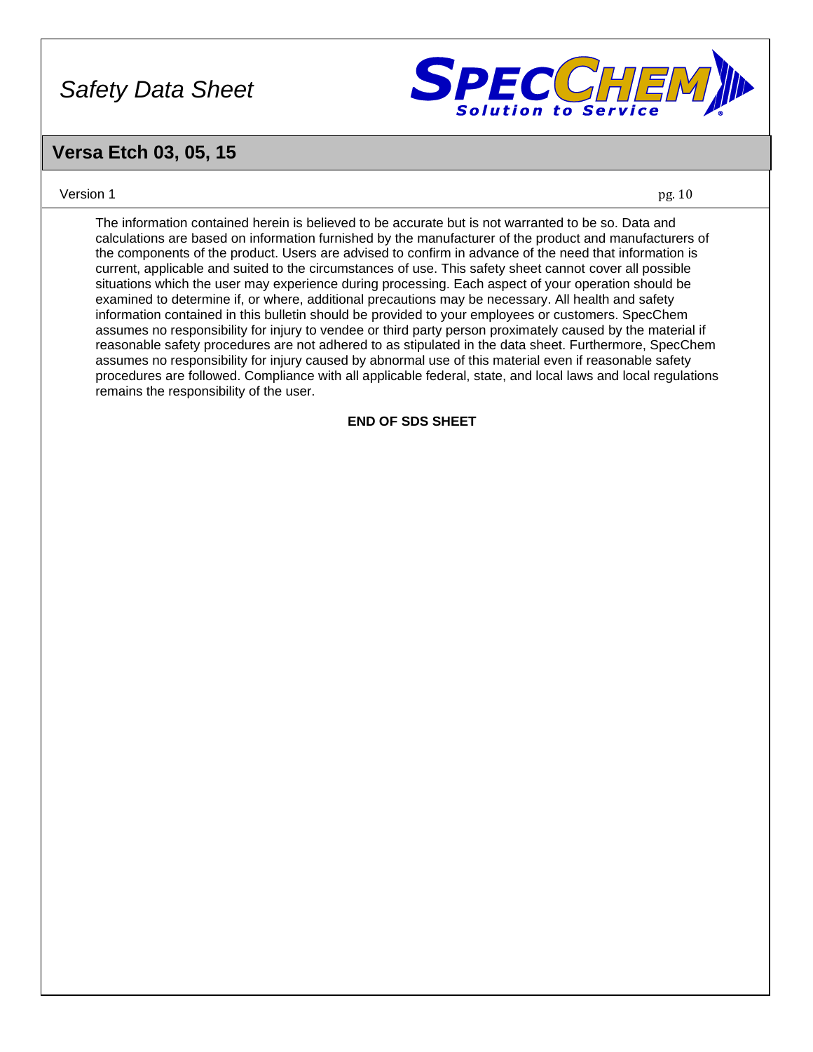The information contained herein is believed to be accurate but is not warranted to be so. Data and calculations are based on information furnished by the manufacturer of the product and manufacturers of the components of the product. Users are advised to confirm in advance of the need that information is current, applicable and suited to the circumstances of use. This safety sheet cannot cover all possible situations which the user may experience during processing. Each aspect of your operation should be examined to determine if, or where, additional precautions may be necessary. All health and safety information contained in this bulletin should be provided to your employees or customers. SpecChem assumes no responsibility for injury to vendee or third party person proximately caused by the material if reasonable safety procedures are not adhered to as stipulated in the data sheet. Furthermore, SpecChem assumes no responsibility for injury caused by abnormal use of this material even if reasonable safety procedures are followed. Compliance with all applicable federal, state, and local laws and local regulations remains the responsibility of the user.

**END OF SDS SHEET**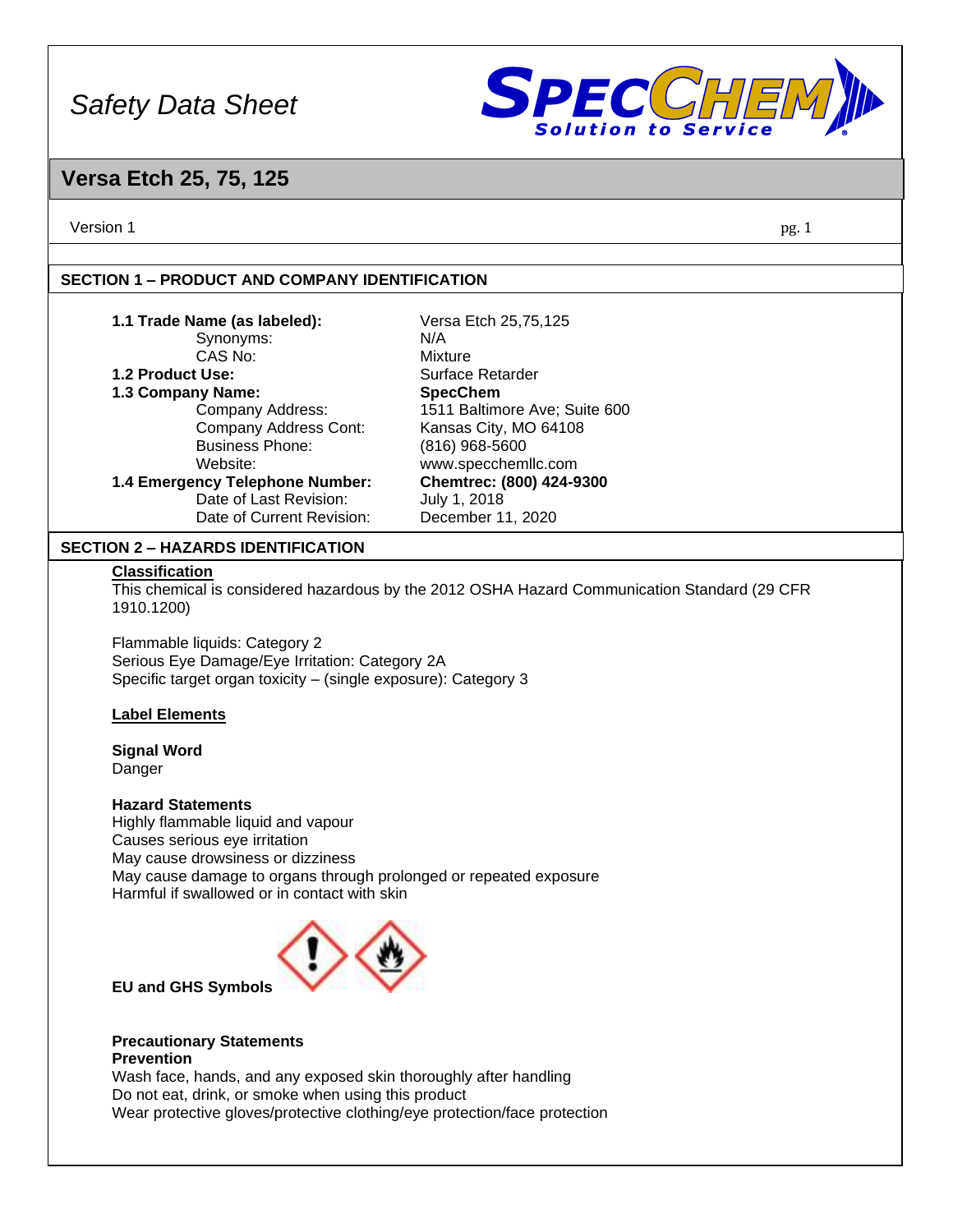# Safety Data Sheet

**SpecChem** *Solution to Service*

## Versa Etch 25, 75, 125

Version 1

### SECTION 1 – PRODUCT AND COMPANY IDENTIFICATION

| | |
|---|---|
| **1.1 Trade Name (as labeled):** | Versa Etch 25,75,125 |
| Synonyms: | N/A |
| CAS No: | Mixture |
| **1.2 Product Use:** | Surface Retarder |
| **1.3 Company Name:** | **SpecChem** |
| Company Address: | 1511 Baltimore Ave; Suite 600 |
| Company Address Cont: | Kansas City, MO 64108 |
| Business Phone: | (816) 968-5600 |
| Website: | www.specchemllc.com |
| **1.4 Emergency Telephone Number:** | **Chemtrec: (800) 424-9300** |
| Date of Last Revision: | July 1, 2018 |
| Date of Current Revision: | December 11, 2020 |

### SECTION 2 – HAZARDS IDENTIFICATION

**Classification**

This chemical is considered hazardous by the 2012 OSHA Hazard Communication Standard (29 CFR 1910.1200)

Flammable liquids: Category 2
Serious Eye Damage/Eye Irritation: Category 2A
Specific target organ toxicity – (single exposure): Category 3

**Label Elements**

**Signal Word**
Danger

**Hazard Statements**
Highly flammable liquid and vapour
Causes serious eye irritation
May cause drowsiness or dizziness
May cause damage to organs through prolonged or repeated exposure
Harmful if swallowed or in contact with skin

**EU and GHS Symbols**

**Precautionary Statements**
**Prevention**
Wash face, hands, and any exposed skin thoroughly after handling
Do not eat, drink, or smoke when using this product
Wear protective gloves/protective clothing/eye protection/face protection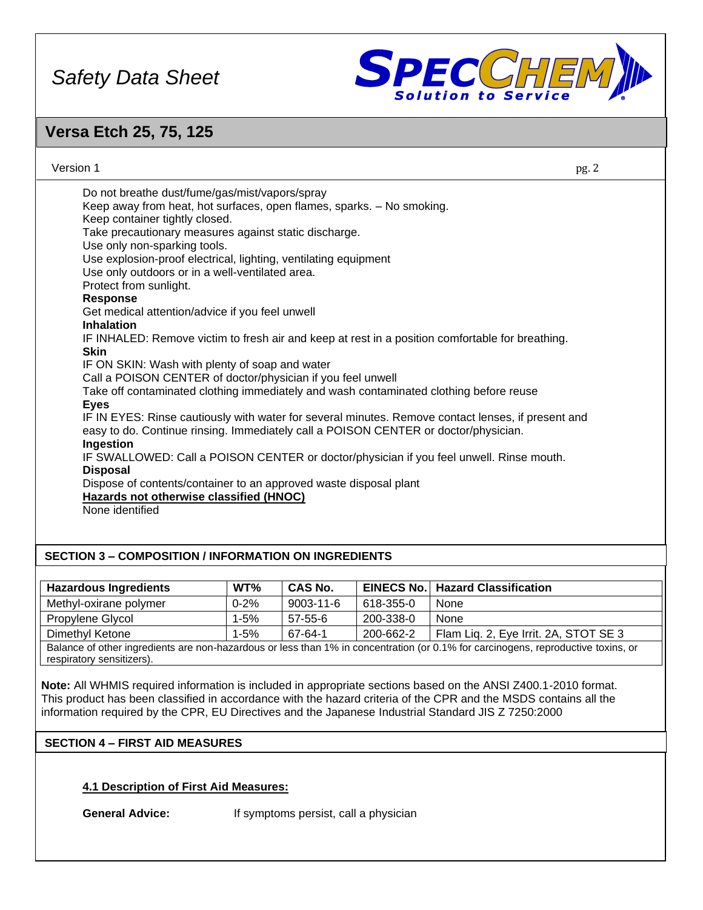Do not breathe dust/fume/gas/mist/vapors/spray
Keep away from heat, hot surfaces, open flames, sparks. – No smoking.
Keep container tightly closed.
Take precautionary measures against static discharge.
Use only non-sparking tools.
Use explosion-proof electrical, lighting, ventilating equipment
Use only outdoors or in a well-ventilated area.
Protect from sunlight.

**Response**

Get medical attention/advice if you feel unwell

**Inhalation**

IF INHALED: Remove victim to fresh air and keep at rest in a position comfortable for breathing.

**Skin**

IF ON SKIN: Wash with plenty of soap and water
Call a POISON CENTER of doctor/physician if you feel unwell
Take off contaminated clothing immediately and wash contaminated clothing before reuse

**Eyes**

IF IN EYES: Rinse cautiously with water for several minutes. Remove contact lenses, if present and easy to do. Continue rinsing. Immediately call a POISON CENTER or doctor/physician.

**Ingestion**

IF SWALLOWED: Call a POISON CENTER or doctor/physician if you feel unwell. Rinse mouth.

**Disposal**

Dispose of contents/container to an approved waste disposal plant

**Hazards not otherwise classified (HNOC)**

None identified

## SECTION 3 – COMPOSITION / INFORMATION ON INGREDIENTS

| Hazardous Ingredients | WT% | CAS No. | EINECS No. | Hazard Classification |
|---|---|---|---|---|
| Methyl-oxirane polymer | 0-2% | 9003-11-6 | 618-355-0 | None |
| Propylene Glycol | 1-5% | 57-55-6 | 200-338-0 | None |
| Dimethyl Ketone | 1-5% | 67-64-1 | 200-662-2 | Flam Liq. 2, Eye Irrit. 2A, STOT SE 3 |
| Balance of other ingredients are non-hazardous or less than 1% in concentration (or 0.1% for carcinogens, reproductive toxins, or respiratory sensitizers). | | | | |

**Note:** All WHMIS required information is included in appropriate sections based on the ANSI Z400.1-2010 format. This product has been classified in accordance with the hazard criteria of the CPR and the MSDS contains all the information required by the CPR, EU Directives and the Japanese Industrial Standard JIS Z 7250:2000

## SECTION 4 – FIRST AID MEASURES

**4.1 Description of First Aid Measures:**

**General Advice:** If symptoms persist, call a physician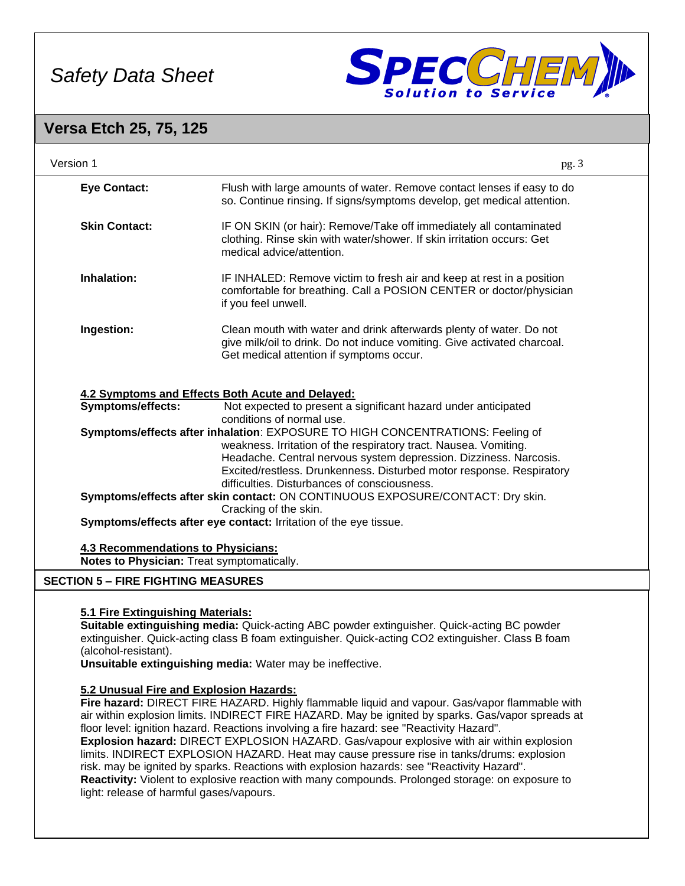**Eye Contact:** Flush with large amounts of water. Remove contact lenses if easy to do so. Continue rinsing. If signs/symptoms develop, get medical attention.

**Skin Contact:** IF ON SKIN (or hair): Remove/Take off immediately all contaminated clothing. Rinse skin with water/shower. If skin irritation occurs: Get medical advice/attention.

**Inhalation:** IF INHALED: Remove victim to fresh air and keep at rest in a position comfortable for breathing. Call a POSION CENTER or doctor/physician if you feel unwell.

**Ingestion:** Clean mouth with water and drink afterwards plenty of water. Do not give milk/oil to drink. Do not induce vomiting. Give activated charcoal. Get medical attention if symptoms occur.

**4.2 Symptoms and Effects Both Acute and Delayed:**

**Symptoms/effects:** Not expected to present a significant hazard under anticipated conditions of normal use.

**Symptoms/effects after inhalation**: EXPOSURE TO HIGH CONCENTRATIONS: Feeling of weakness. Irritation of the respiratory tract. Nausea. Vomiting. Headache. Central nervous system depression. Dizziness. Narcosis. Excited/restless. Drunkenness. Disturbed motor response. Respiratory difficulties. Disturbances of consciousness.

**Symptoms/effects after skin contact:** ON CONTINUOUS EXPOSURE/CONTACT: Dry skin. Cracking of the skin.

**Symptoms/effects after eye contact:** Irritation of the eye tissue.

**4.3 Recommendations to Physicians:**

**Notes to Physician:** Treat symptomatically.

## SECTION 5 – FIRE FIGHTING MEASURES

**5.1 Fire Extinguishing Materials:**

**Suitable extinguishing media:** Quick-acting ABC powder extinguisher. Quick-acting BC powder extinguisher. Quick-acting class B foam extinguisher. Quick-acting CO2 extinguisher. Class B foam (alcohol-resistant).

**Unsuitable extinguishing media:** Water may be ineffective.

**5.2 Unusual Fire and Explosion Hazards:**

**Fire hazard:** DIRECT FIRE HAZARD. Highly flammable liquid and vapour. Gas/vapor flammable with air within explosion limits. INDIRECT FIRE HAZARD. May be ignited by sparks. Gas/vapor spreads at floor level: ignition hazard. Reactions involving a fire hazard: see "Reactivity Hazard".

**Explosion hazard:** DIRECT EXPLOSION HAZARD. Gas/vapour explosive with air within explosion limits. INDIRECT EXPLOSION HAZARD. Heat may cause pressure rise in tanks/drums: explosion risk. may be ignited by sparks. Reactions with explosion hazards: see "Reactivity Hazard".

**Reactivity:** Violent to explosive reaction with many compounds. Prolonged storage: on exposure to light: release of harmful gases/vapours.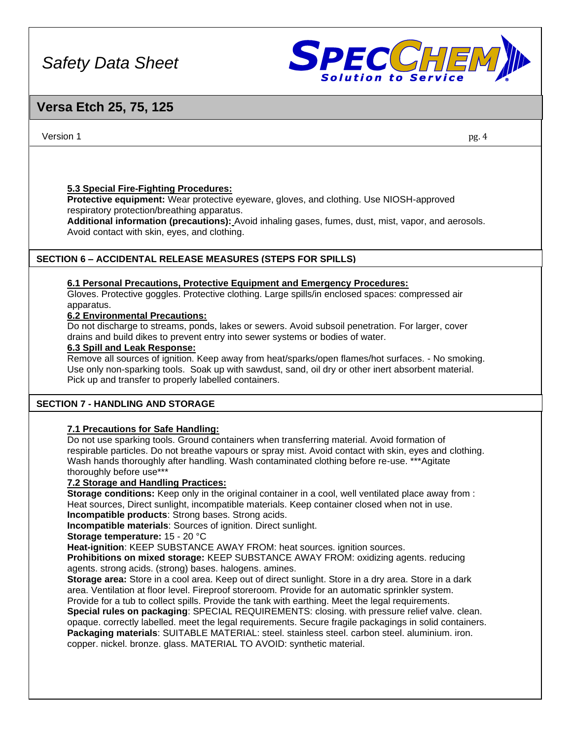#### 5.3 Special Fire-Fighting Procedures:

**Protective equipment:** Wear protective eyeware, gloves, and clothing. Use NIOSH-approved respiratory protection/breathing apparatus.
**Additional information (precautions):** Avoid inhaling gases, fumes, dust, mist, vapor, and aerosols. Avoid contact with skin, eyes, and clothing.

## SECTION 6 – ACCIDENTAL RELEASE MEASURES (STEPS FOR SPILLS)

#### 6.1 Personal Precautions, Protective Equipment and Emergency Procedures:

Gloves. Protective goggles. Protective clothing. Large spills/in enclosed spaces: compressed air apparatus.

#### 6.2 Environmental Precautions:

Do not discharge to streams, ponds, lakes or sewers. Avoid subsoil penetration. For larger, cover drains and build dikes to prevent entry into sewer systems or bodies of water.

#### 6.3 Spill and Leak Response:

Remove all sources of ignition. Keep away from heat/sparks/open flames/hot surfaces. - No smoking. Use only non-sparking tools. Soak up with sawdust, sand, oil dry or other inert absorbent material. Pick up and transfer to properly labelled containers.

## SECTION 7 - HANDLING AND STORAGE

#### 7.1 Precautions for Safe Handling:

Do not use sparking tools. Ground containers when transferring material. Avoid formation of respirable particles. Do not breathe vapours or spray mist. Avoid contact with skin, eyes and clothing. Wash hands thoroughly after handling. Wash contaminated clothing before re-use. ***Agitate thoroughly before use***

#### 7.2 Storage and Handling Practices:

**Storage conditions:** Keep only in the original container in a cool, well ventilated place away from : Heat sources, Direct sunlight, incompatible materials. Keep container closed when not in use.
**Incompatible products**: Strong bases. Strong acids.
**Incompatible materials**: Sources of ignition. Direct sunlight.
**Storage temperature:** 15 - 20 °C
**Heat-ignition**: KEEP SUBSTANCE AWAY FROM: heat sources. ignition sources.
**Prohibitions on mixed storage:** KEEP SUBSTANCE AWAY FROM: oxidizing agents. reducing agents. strong acids. (strong) bases. halogens. amines.
**Storage area:** Store in a cool area. Keep out of direct sunlight. Store in a dry area. Store in a dark area. Ventilation at floor level. Fireproof storeroom. Provide for an automatic sprinkler system. Provide for a tub to collect spills. Provide the tank with earthing. Meet the legal requirements.
**Special rules on packaging**: SPECIAL REQUIREMENTS: closing. with pressure relief valve. clean. opaque. correctly labelled. meet the legal requirements. Secure fragile packagings in solid containers.
**Packaging materials**: SUITABLE MATERIAL: steel. stainless steel. carbon steel. aluminium. iron. copper. nickel. bronze. glass. MATERIAL TO AVOID: synthetic material.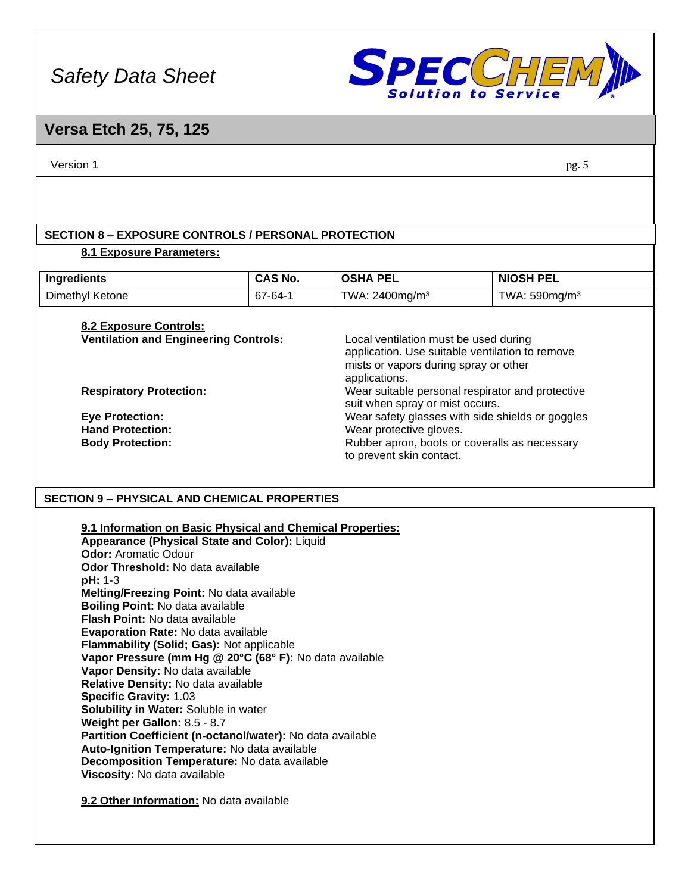## SECTION 8 – EXPOSURE CONTROLS / PERSONAL PROTECTION

### 8.1 Exposure Parameters:

| Ingredients | CAS No. | OSHA PEL | NIOSH PEL |
|---|---|---|---|
| Dimethyl Ketone | 67-64-1 | TWA: 2400mg/m$^3$ | TWA: 590mg/m$^3$ |

### 8.2 Exposure Controls:

**Ventilation and Engineering Controls:** Local ventilation must be used during application. Use suitable ventilation to remove mists or vapors during spray or other applications.

**Respiratory Protection:** Wear suitable personal respirator and protective suit when spray or mist occurs.

**Eye Protection:** Wear safety glasses with side shields or goggles

**Hand Protection:** Wear protective gloves.

**Body Protection:** Rubber apron, boots or coveralls as necessary to prevent skin contact.

## SECTION 9 – PHYSICAL AND CHEMICAL PROPERTIES

### 9.1 Information on Basic Physical and Chemical Properties:

**Appearance (Physical State and Color):** Liquid
**Odor:** Aromatic Odour
**Odor Threshold:** No data available
**pH:** 1-3
**Melting/Freezing Point:** No data available
**Boiling Point:** No data available
**Flash Point:** No data available
**Evaporation Rate:** No data available
**Flammability (Solid; Gas):** Not applicable
**Vapor Pressure (mm Hg @ 20°C (68° F):** No data available
**Vapor Density:** No data available
**Relative Density:** No data available
**Specific Gravity:** 1.03
**Solubility in Water:** Soluble in water
**Weight per Gallon:** 8.5 - 8.7
**Partition Coefficient (n-octanol/water):** No data available
**Auto-Ignition Temperature:** No data available
**Decomposition Temperature:** No data available
**Viscosity:** No data available

**9.2 Other Information:** No data available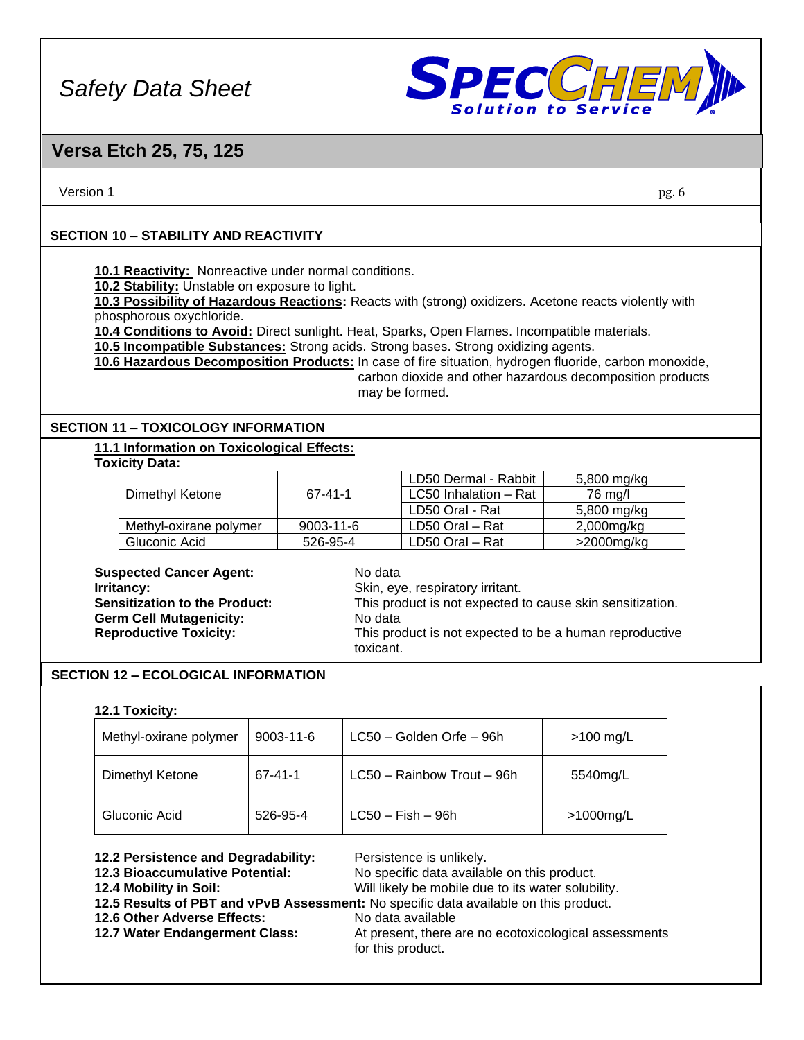## SECTION 10 – STABILITY AND REACTIVITY

**10.1 Reactivity:** Nonreactive under normal conditions.
**10.2 Stability:** Unstable on exposure to light.
**10.3 Possibility of Hazardous Reactions:** Reacts with (strong) oxidizers. Acetone reacts violently with phosphorous oxychloride.
**10.4 Conditions to Avoid:** Direct sunlight. Heat, Sparks, Open Flames. Incompatible materials.
**10.5 Incompatible Substances:** Strong acids. Strong bases. Strong oxidizing agents.
**10.6 Hazardous Decomposition Products:** In case of fire situation, hydrogen fluoride, carbon monoxide, carbon dioxide and other hazardous decomposition products may be formed.

## SECTION 11 – TOXICOLOGY INFORMATION

**11.1 Information on Toxicological Effects:**

**Toxicity Data:**

| | | | |
|---|---|---|---|
| Dimethyl Ketone | 67-41-1 | LD50 Dermal - Rabbit | 5,800 mg/kg |
| | | LC50 Inhalation – Rat | 76 mg/l |
| | | LD50 Oral - Rat | 5,800 mg/kg |
| Methyl-oxirane polymer | 9003-11-6 | LD50 Oral – Rat | 2,000mg/kg |
| Gluconic Acid | 526-95-4 | LD50 Oral – Rat | >2000mg/kg |

**Suspected Cancer Agent:** No data
**Irritancy:** Skin, eye, respiratory irritant.
**Sensitization to the Product:** This product is not expected to cause skin sensitization.
**Germ Cell Mutagenicity:** No data
**Reproductive Toxicity:** This product is not expected to be a human reproductive toxicant.

## SECTION 12 – ECOLOGICAL INFORMATION

**12.1 Toxicity:**

| | | | |
|---|---|---|---|
| Methyl-oxirane polymer | 9003-11-6 | LC50 – Golden Orfe – 96h | >100 mg/L |
| Dimethyl Ketone | 67-41-1 | LC50 – Rainbow Trout – 96h | 5540mg/L |
| Gluconic Acid | 526-95-4 | LC50 – Fish – 96h | >1000mg/L |

**12.2 Persistence and Degradability:** Persistence is unlikely.
**12.3 Bioaccumulative Potential:** No specific data available on this product.
**12.4 Mobility in Soil:** Will likely be mobile due to its water solubility.
**12.5 Results of PBT and vPvB Assessment:** No specific data available on this product.
**12.6 Other Adverse Effects:** No data available
**12.7 Water Endangerment Class:** At present, there are no ecotoxicological assessments for this product.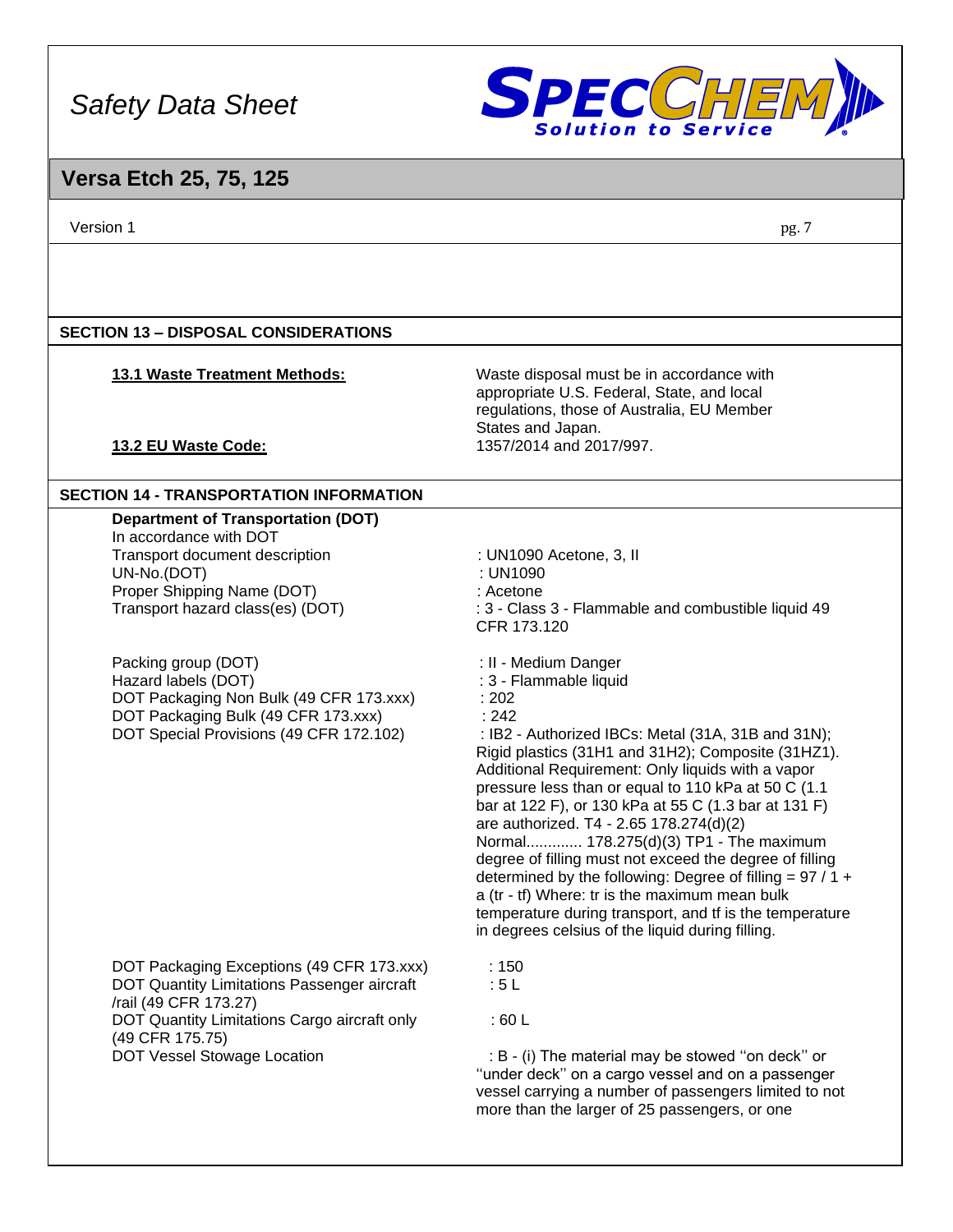## SECTION 13 – DISPOSAL CONSIDERATIONS

| | |
|---|---|
| **13.1 Waste Treatment Methods:** | Waste disposal must be in accordance with appropriate U.S. Federal, State, and local regulations, those of Australia, EU Member States and Japan. |
| **13.2 EU Waste Code:** | 1357/2014 and 2017/997. |

## SECTION 14 - TRANSPORTATION INFORMATION

**Department of Transportation (DOT)**

In accordance with DOT

| | |
|---|---|
| Transport document description | : UN1090 Acetone, 3, II |
| UN-No.(DOT) | : UN1090 |
| Proper Shipping Name (DOT) | : Acetone |
| Transport hazard class(es) (DOT) | : 3 - Class 3 - Flammable and combustible liquid 49 CFR 173.120 |
| Packing group (DOT) | : II - Medium Danger |
| Hazard labels (DOT) | : 3 - Flammable liquid |
| DOT Packaging Non Bulk (49 CFR 173.xxx) | : 202 |
| DOT Packaging Bulk (49 CFR 173.xxx) | : 242 |
| DOT Special Provisions (49 CFR 172.102) | : IB2 - Authorized IBCs: Metal (31A, 31B and 31N); Rigid plastics (31H1 and 31H2); Composite (31HZ1). Additional Requirement: Only liquids with a vapor pressure less than or equal to 110 kPa at 50 C (1.1 bar at 122 F), or 130 kPa at 55 C (1.3 bar at 131 F) are authorized. T4 - 2.65 178.274(d)(2) Normal............. 178.275(d)(3) TP1 - The maximum degree of filling must not exceed the degree of filling determined by the following: Degree of filling = 97 / 1 + a (tr - tf) Where: tr is the maximum mean bulk temperature during transport, and tf is the temperature in degrees celsius of the liquid during filling. |
| DOT Packaging Exceptions (49 CFR 173.xxx) | : 150 |
| DOT Quantity Limitations Passenger aircraft /rail (49 CFR 173.27) | : 5 L |
| DOT Quantity Limitations Cargo aircraft only (49 CFR 175.75) | : 60 L |
| DOT Vessel Stowage Location | : B - (i) The material may be stowed ''on deck'' or ''under deck'' on a cargo vessel and on a passenger vessel carrying a number of passengers limited to not more than the larger of 25 passengers, or one |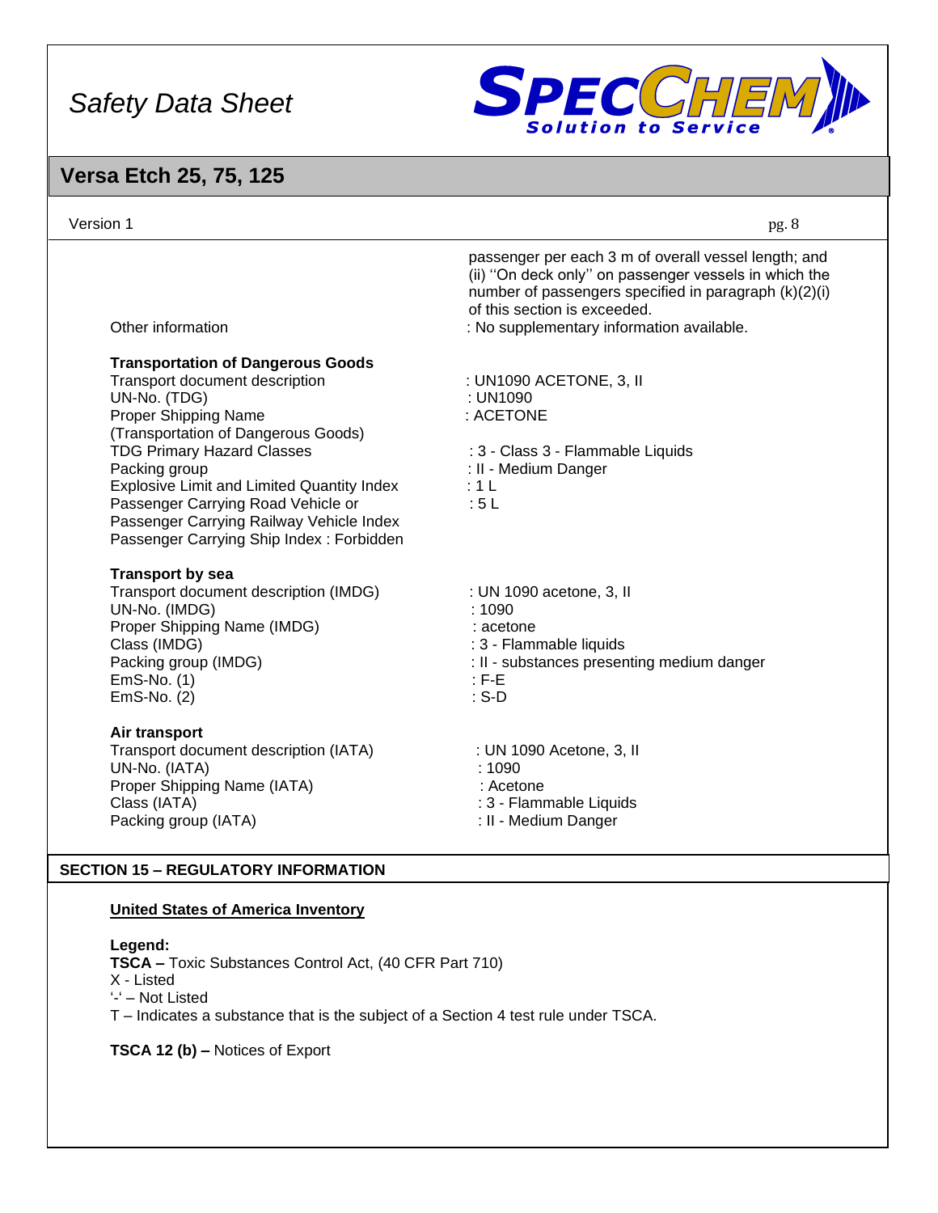passenger per each 3 m of overall vessel length; and (ii) ''On deck only'' on passenger vessels in which the number of passengers specified in paragraph (k)(2)(i) of this section is exceeded.

Other information : No supplementary information available.

**Transportation of Dangerous Goods**

Transport document description : UN1090 ACETONE, 3, II
UN-No. (TDG) : UN1090
Proper Shipping Name (Transportation of Dangerous Goods) : ACETONE
TDG Primary Hazard Classes : 3 - Class 3 - Flammable Liquids
Packing group : II - Medium Danger
Explosive Limit and Limited Quantity Index : 1 L
Passenger Carrying Road Vehicle or Passenger Carrying Railway Vehicle Index : 5 L
Passenger Carrying Ship Index : Forbidden

**Transport by sea**

Transport document description (IMDG) : UN 1090 acetone, 3, II
UN-No. (IMDG) : 1090
Proper Shipping Name (IMDG) : acetone
Class (IMDG) : 3 - Flammable liquids
Packing group (IMDG) : II - substances presenting medium danger
EmS-No. (1) : F-E
EmS-No. (2) : S-D

**Air transport**

Transport document description (IATA) : UN 1090 Acetone, 3, II
UN-No. (IATA) : 1090
Proper Shipping Name (IATA) : Acetone
Class (IATA) : 3 - Flammable Liquids
Packing group (IATA) : II - Medium Danger

## SECTION 15 – REGULATORY INFORMATION

**United States of America Inventory**

**Legend:**
**TSCA –** Toxic Substances Control Act, (40 CFR Part 710)
X - Listed
'-' – Not Listed
T – Indicates a substance that is the subject of a Section 4 test rule under TSCA.

**TSCA 12 (b) –** Notices of Export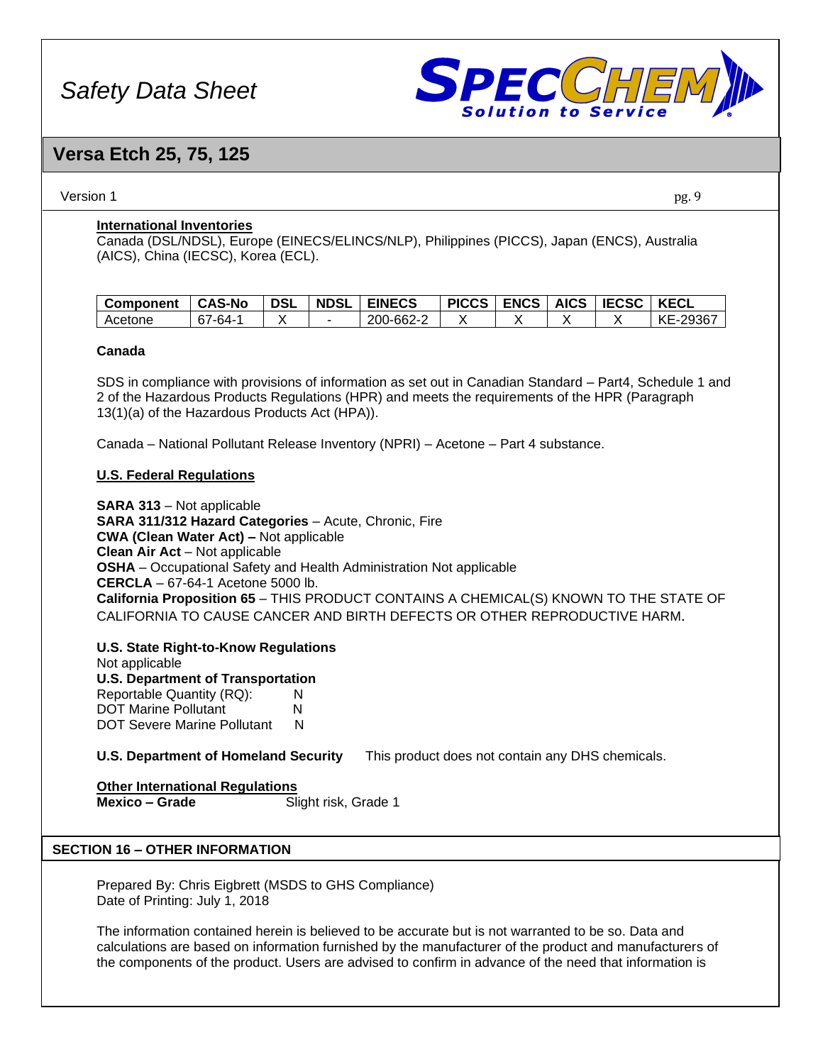#### International Inventories

Canada (DSL/NDSL), Europe (EINECS/ELINCS/NLP), Philippines (PICCS), Japan (ENCS), Australia (AICS), China (IECSC), Korea (ECL).

| Component | CAS-No | DSL | NDSL | EINECS | PICCS | ENCS | AICS | IECSC | KECL |
|---|---|---|---|---|---|---|---|---|---|
| Acetone | 67-64-1 | X | - | 200-662-2 | X | X | X | X | KE-29367 |

**Canada**

SDS in compliance with provisions of information as set out in Canadian Standard – Part4, Schedule 1 and 2 of the Hazardous Products Regulations (HPR) and meets the requirements of the HPR (Paragraph 13(1)(a) of the Hazardous Products Act (HPA)).

Canada – National Pollutant Release Inventory (NPRI) – Acetone – Part 4 substance.

#### U.S. Federal Regulations

**SARA 313** – Not applicable
**SARA 311/312 Hazard Categories** – Acute, Chronic, Fire
**CWA (Clean Water Act) –** Not applicable
**Clean Air Act** – Not applicable
**OSHA** – Occupational Safety and Health Administration Not applicable
**CERCLA** – 67-64-1 Acetone 5000 lb.
**California Proposition 65** – THIS PRODUCT CONTAINS A CHEMICAL(S) KNOWN TO THE STATE OF CALIFORNIA TO CAUSE CANCER AND BIRTH DEFECTS OR OTHER REPRODUCTIVE HARM.

**U.S. State Right-to-Know Regulations**
Not applicable
**U.S. Department of Transportation**
Reportable Quantity (RQ): N
DOT Marine Pollutant N
DOT Severe Marine Pollutant N

**U.S. Department of Homeland Security** This product does not contain any DHS chemicals.

#### Other International Regulations

**Mexico – Grade** Slight risk, Grade 1

## SECTION 16 – OTHER INFORMATION

Prepared By: Chris Eigbrett (MSDS to GHS Compliance)
Date of Printing: July 1, 2018

The information contained herein is believed to be accurate but is not warranted to be so. Data and calculations are based on information furnished by the manufacturer of the product and manufacturers of the components of the product. Users are advised to confirm in advance of the need that information is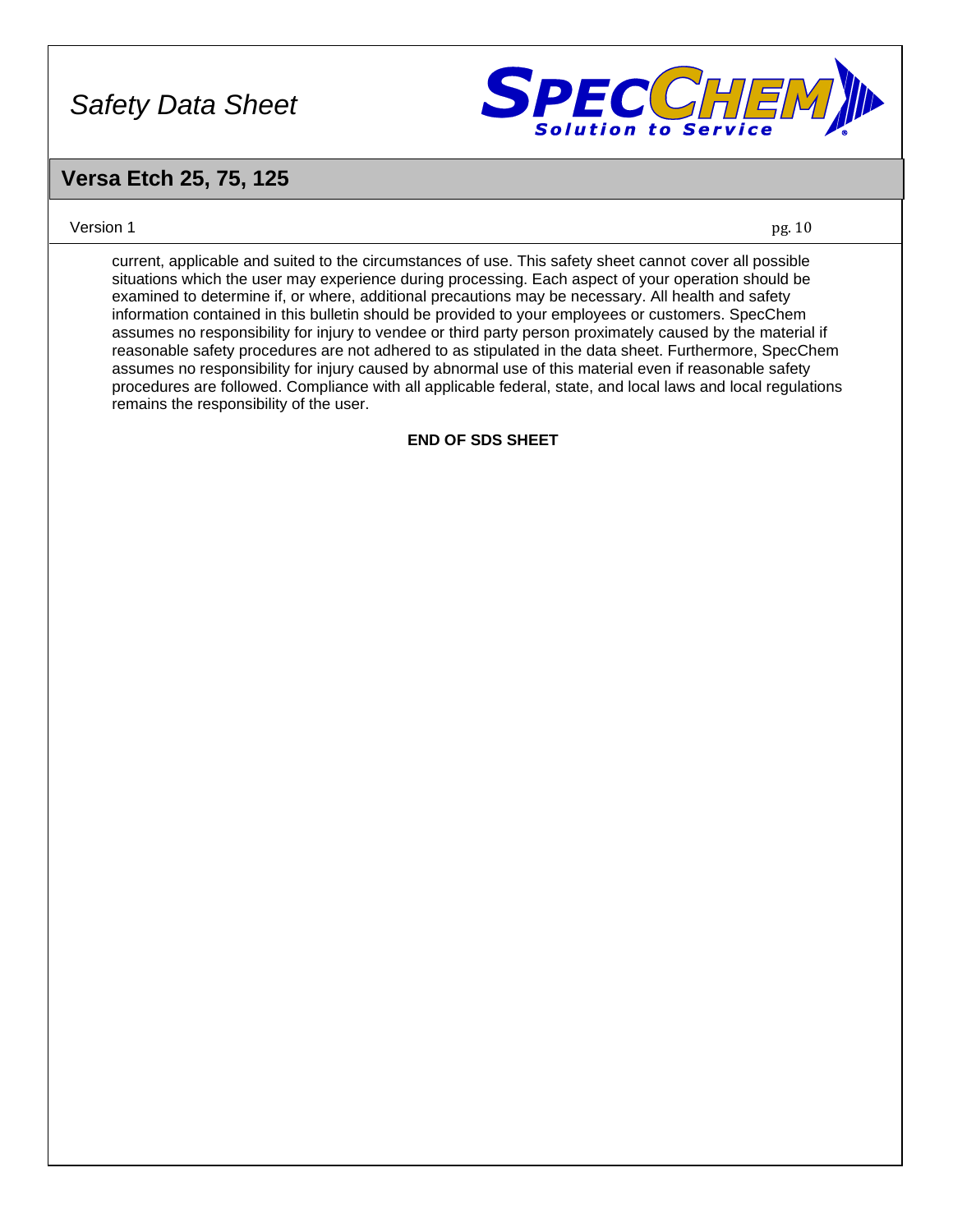current, applicable and suited to the circumstances of use. This safety sheet cannot cover all possible situations which the user may experience during processing. Each aspect of your operation should be examined to determine if, or where, additional precautions may be necessary. All health and safety information contained in this bulletin should be provided to your employees or customers. SpecChem assumes no responsibility for injury to vendee or third party person proximately caused by the material if reasonable safety procedures are not adhered to as stipulated in the data sheet. Furthermore, SpecChem assumes no responsibility for injury caused by abnormal use of this material even if reasonable safety procedures are followed. Compliance with all applicable federal, state, and local laws and local regulations remains the responsibility of the user.

**END OF SDS SHEET**